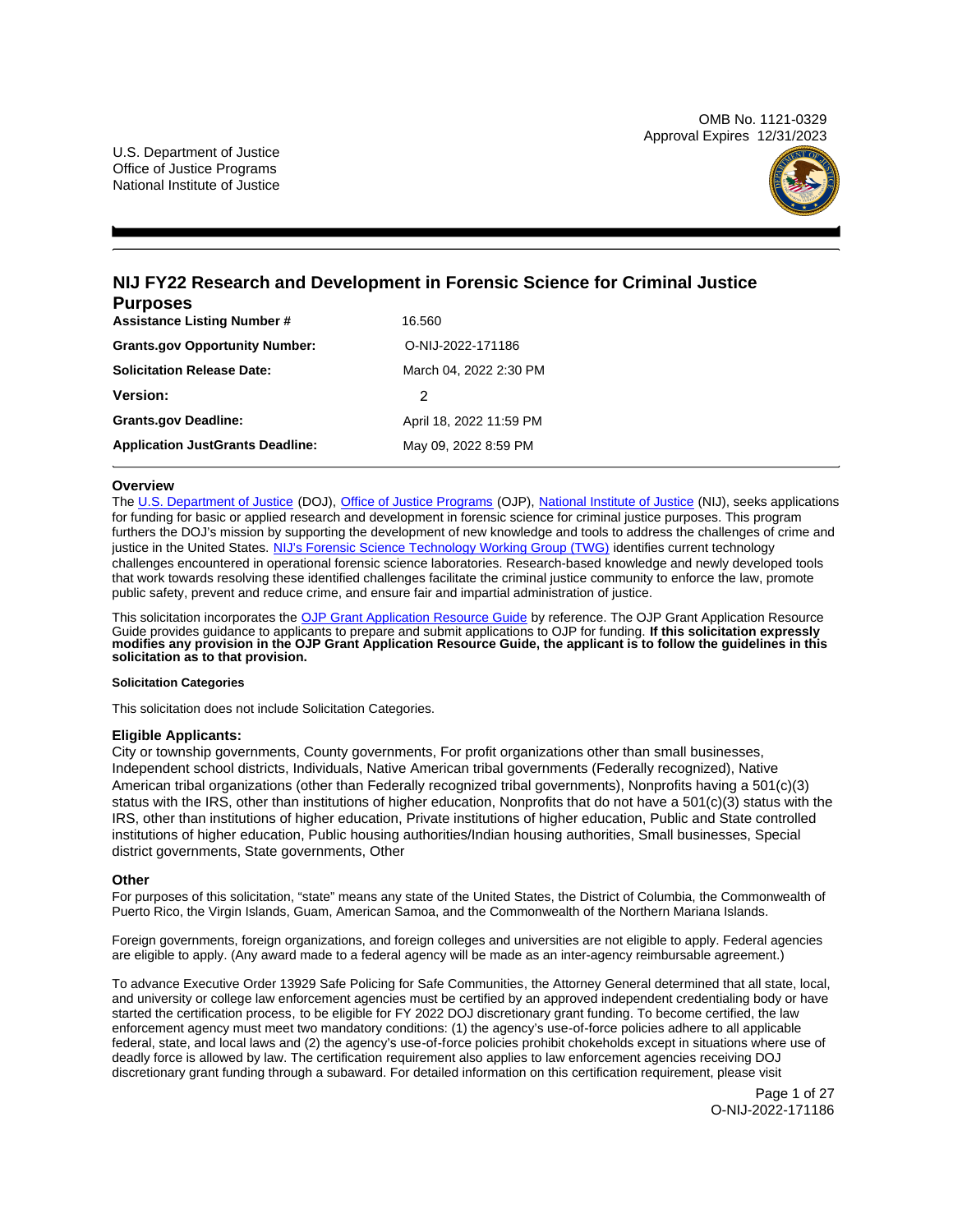OMB No. 1121-0329
Approval Expires 12/31/2023

U.S. Department of Justice
Office of Justice Programs
National Institute of Justice

# NIJ FY22 Research and Development in Forensic Science for Criminal Justice Purposes

| | |
|---|---|
| **Assistance Listing Number #** | 16.560 |
| **Grants.gov Opportunity Number:** | O-NIJ-2022-171186 |
| **Solicitation Release Date:** | March 04, 2022 2:30 PM |
| **Version:** | 2 |
| **Grants.gov Deadline:** | April 18, 2022 11:59 PM |
| **Application JustGrants Deadline:** | May 09, 2022 8:59 PM |

## Overview

The U.S. Department of Justice (DOJ), Office of Justice Programs (OJP), National Institute of Justice (NIJ), seeks applications for funding for basic or applied research and development in forensic science for criminal justice purposes. This program furthers the DOJ's mission by supporting the development of new knowledge and tools to address the challenges of crime and justice in the United States. NIJ's Forensic Science Technology Working Group (TWG) identifies current technology challenges encountered in operational forensic science laboratories. Research-based knowledge and newly developed tools that work towards resolving these identified challenges facilitate the criminal justice community to enforce the law, promote public safety, prevent and reduce crime, and ensure fair and impartial administration of justice.

This solicitation incorporates the OJP Grant Application Resource Guide by reference. The OJP Grant Application Resource Guide provides guidance to applicants to prepare and submit applications to OJP for funding. **If this solicitation expressly modifies any provision in the OJP Grant Application Resource Guide, the applicant is to follow the guidelines in this solicitation as to that provision.**

#### Solicitation Categories

This solicitation does not include Solicitation Categories.

### Eligible Applicants:

City or township governments, County governments, For profit organizations other than small businesses, Independent school districts, Individuals, Native American tribal governments (Federally recognized), Native American tribal organizations (other than Federally recognized tribal governments), Nonprofits having a 501(c)(3) status with the IRS, other than institutions of higher education, Nonprofits that do not have a 501(c)(3) status with the IRS, other than institutions of higher education, Private institutions of higher education, Public and State controlled institutions of higher education, Public housing authorities/Indian housing authorities, Small businesses, Special district governments, State governments, Other

### Other

For purposes of this solicitation, "state" means any state of the United States, the District of Columbia, the Commonwealth of Puerto Rico, the Virgin Islands, Guam, American Samoa, and the Commonwealth of the Northern Mariana Islands.

Foreign governments, foreign organizations, and foreign colleges and universities are not eligible to apply. Federal agencies are eligible to apply. (Any award made to a federal agency will be made as an inter-agency reimbursable agreement.)

To advance Executive Order 13929 Safe Policing for Safe Communities, the Attorney General determined that all state, local, and university or college law enforcement agencies must be certified by an approved independent credentialing body or have started the certification process, to be eligible for FY 2022 DOJ discretionary grant funding. To become certified, the law enforcement agency must meet two mandatory conditions: (1) the agency's use-of-force policies adhere to all applicable federal, state, and local laws and (2) the agency's use-of-force policies prohibit chokeholds except in situations where use of deadly force is allowed by law. The certification requirement also applies to law enforcement agencies receiving DOJ discretionary grant funding through a subaward. For detailed information on this certification requirement, please visit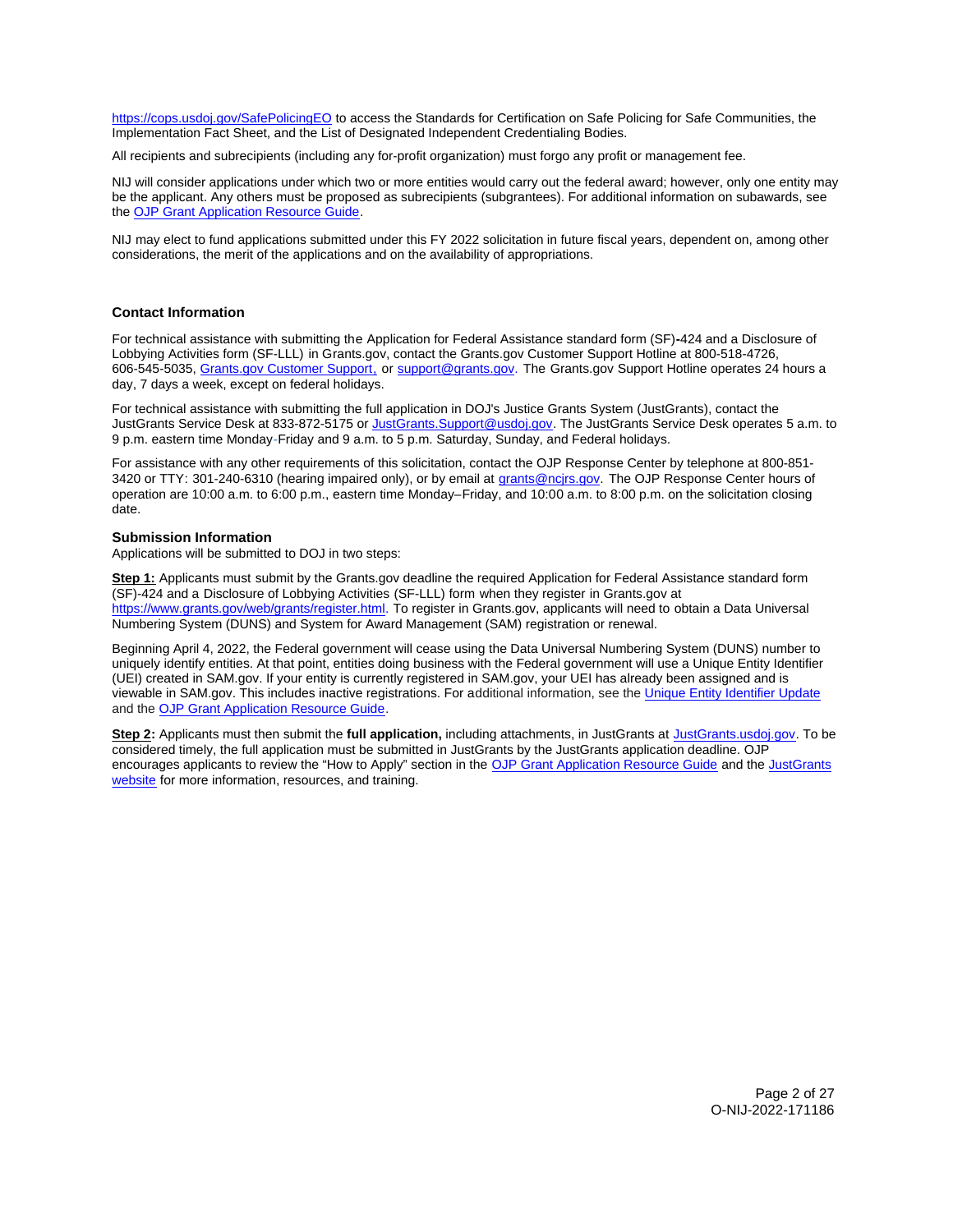https://cops.usdoj.gov/SafePolicingEO to access the Standards for Certification on Safe Policing for Safe Communities, the Implementation Fact Sheet, and the List of Designated Independent Credentialing Bodies.

All recipients and subrecipients (including any for-profit organization) must forgo any profit or management fee.

NIJ will consider applications under which two or more entities would carry out the federal award; however, only one entity may be the applicant. Any others must be proposed as subrecipients (subgrantees). For additional information on subawards, see the OJP Grant Application Resource Guide.

NIJ may elect to fund applications submitted under this FY 2022 solicitation in future fiscal years, dependent on, among other considerations, the merit of the applications and on the availability of appropriations.

### Contact Information

For technical assistance with submitting the Application for Federal Assistance standard form (SF)-424 and a Disclosure of Lobbying Activities form (SF-LLL) in Grants.gov, contact the Grants.gov Customer Support Hotline at 800-518-4726, 606-545-5035, Grants.gov Customer Support, or support@grants.gov. The Grants.gov Support Hotline operates 24 hours a day, 7 days a week, except on federal holidays.

For technical assistance with submitting the full application in DOJ's Justice Grants System (JustGrants), contact the JustGrants Service Desk at 833-872-5175 or JustGrants.Support@usdoj.gov. The JustGrants Service Desk operates 5 a.m. to 9 p.m. eastern time Monday-Friday and 9 a.m. to 5 p.m. Saturday, Sunday, and Federal holidays.

For assistance with any other requirements of this solicitation, contact the OJP Response Center by telephone at 800-851-3420 or TTY: 301-240-6310 (hearing impaired only), or by email at grants@ncjrs.gov. The OJP Response Center hours of operation are 10:00 a.m. to 6:00 p.m., eastern time Monday–Friday, and 10:00 a.m. to 8:00 p.m. on the solicitation closing date.

### Submission Information

Applications will be submitted to DOJ in two steps:

**Step 1:** Applicants must submit by the Grants.gov deadline the required Application for Federal Assistance standard form (SF)-424 and a Disclosure of Lobbying Activities (SF-LLL) form when they register in Grants.gov at https://www.grants.gov/web/grants/register.html. To register in Grants.gov, applicants will need to obtain a Data Universal Numbering System (DUNS) and System for Award Management (SAM) registration or renewal.

Beginning April 4, 2022, the Federal government will cease using the Data Universal Numbering System (DUNS) number to uniquely identify entities. At that point, entities doing business with the Federal government will use a Unique Entity Identifier (UEI) created in SAM.gov. If your entity is currently registered in SAM.gov, your UEI has already been assigned and is viewable in SAM.gov. This includes inactive registrations. For additional information, see the Unique Entity Identifier Update and the OJP Grant Application Resource Guide.

**Step 2:** Applicants must then submit the **full application,** including attachments, in JustGrants at JustGrants.usdoj.gov. To be considered timely, the full application must be submitted in JustGrants by the JustGrants application deadline. OJP encourages applicants to review the "How to Apply" section in the OJP Grant Application Resource Guide and the JustGrants website for more information, resources, and training.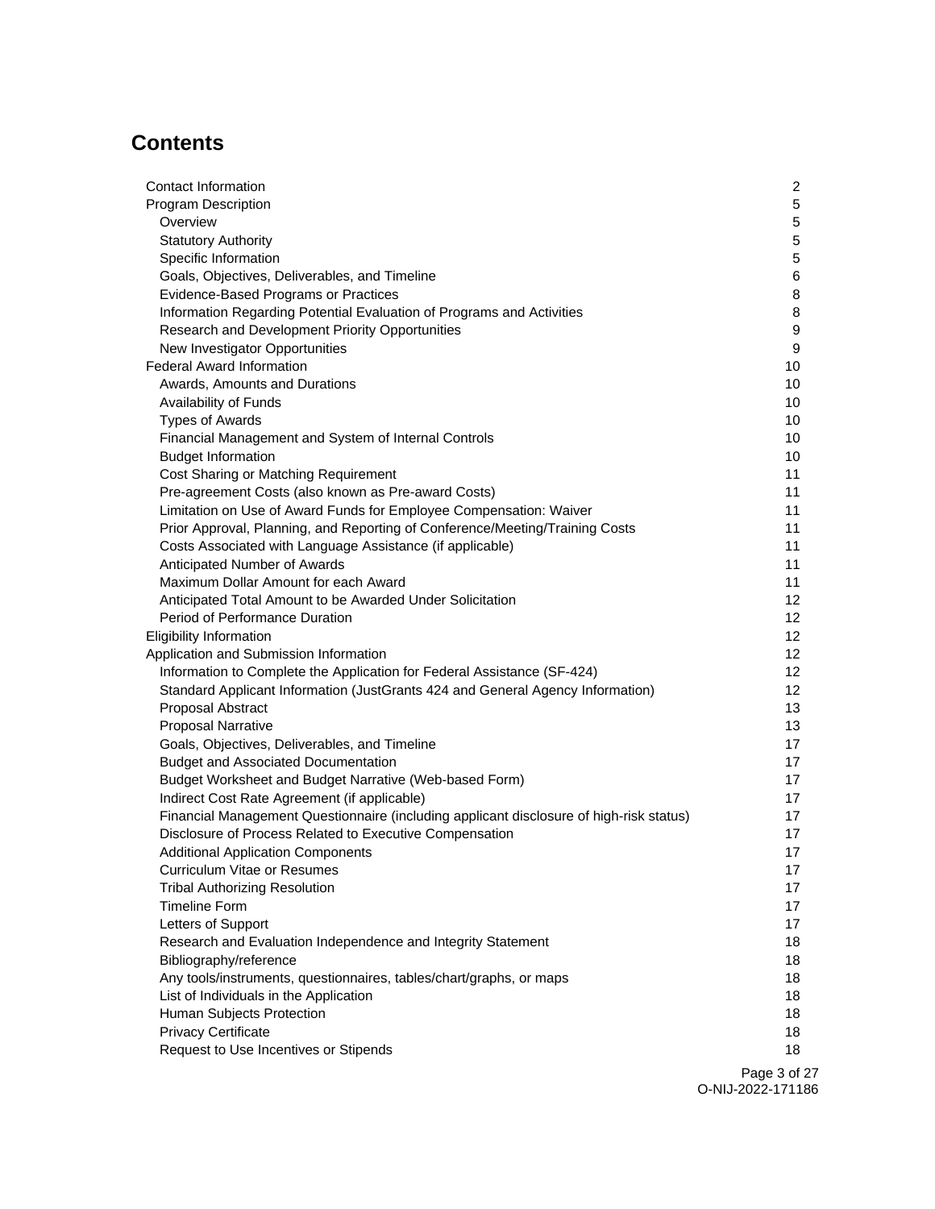## Contents

| | |
|---|---|
| Contact Information | 2 |
| Program Description | 5 |
| Overview | 5 |
| Statutory Authority | 5 |
| Specific Information | 5 |
| Goals, Objectives, Deliverables, and Timeline | 6 |
| Evidence-Based Programs or Practices | 8 |
| Information Regarding Potential Evaluation of Programs and Activities | 8 |
| Research and Development Priority Opportunities | 9 |
| New Investigator Opportunities | 9 |
| Federal Award Information | 10 |
| Awards, Amounts and Durations | 10 |
| Availability of Funds | 10 |
| Types of Awards | 10 |
| Financial Management and System of Internal Controls | 10 |
| Budget Information | 10 |
| Cost Sharing or Matching Requirement | 11 |
| Pre-agreement Costs (also known as Pre-award Costs) | 11 |
| Limitation on Use of Award Funds for Employee Compensation: Waiver | 11 |
| Prior Approval, Planning, and Reporting of Conference/Meeting/Training Costs | 11 |
| Costs Associated with Language Assistance (if applicable) | 11 |
| Anticipated Number of Awards | 11 |
| Maximum Dollar Amount for each Award | 11 |
| Anticipated Total Amount to be Awarded Under Solicitation | 12 |
| Period of Performance Duration | 12 |
| Eligibility Information | 12 |
| Application and Submission Information | 12 |
| Information to Complete the Application for Federal Assistance (SF-424) | 12 |
| Standard Applicant Information (JustGrants 424 and General Agency Information) | 12 |
| Proposal Abstract | 13 |
| Proposal Narrative | 13 |
| Goals, Objectives, Deliverables, and Timeline | 17 |
| Budget and Associated Documentation | 17 |
| Budget Worksheet and Budget Narrative (Web-based Form) | 17 |
| Indirect Cost Rate Agreement (if applicable) | 17 |
| Financial Management Questionnaire (including applicant disclosure of high-risk status) | 17 |
| Disclosure of Process Related to Executive Compensation | 17 |
| Additional Application Components | 17 |
| Curriculum Vitae or Resumes | 17 |
| Tribal Authorizing Resolution | 17 |
| Timeline Form | 17 |
| Letters of Support | 17 |
| Research and Evaluation Independence and Integrity Statement | 18 |
| Bibliography/reference | 18 |
| Any tools/instruments, questionnaires, tables/chart/graphs, or maps | 18 |
| List of Individuals in the Application | 18 |
| Human Subjects Protection | 18 |
| Privacy Certificate | 18 |
| Request to Use Incentives or Stipends | 18 |

O-NIJ-2022-171186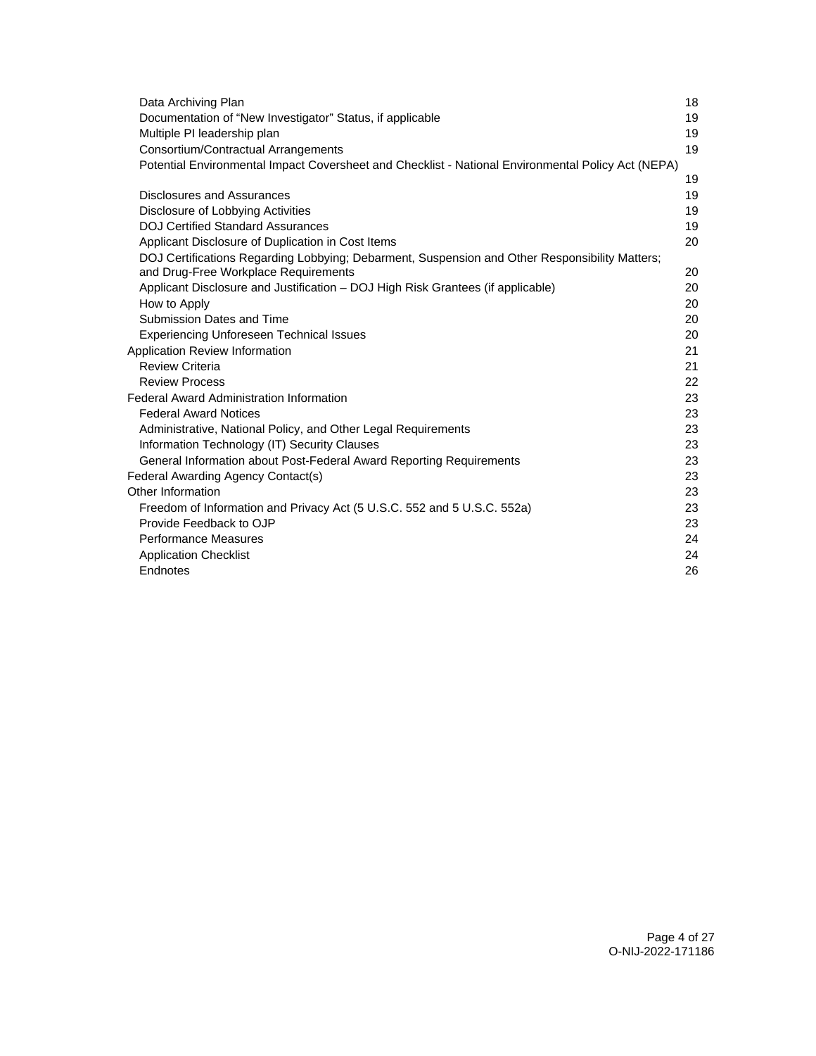- Data Archiving Plan 18
- Documentation of “New Investigator” Status, if applicable 19
- Multiple PI leadership plan 19
- Consortium/Contractual Arrangements 19
- Potential Environmental Impact Coversheet and Checklist - National Environmental Policy Act (NEPA) 19
- Disclosures and Assurances 19
- Disclosure of Lobbying Activities 19
- DOJ Certified Standard Assurances 19
- Applicant Disclosure of Duplication in Cost Items 20
- DOJ Certifications Regarding Lobbying; Debarment, Suspension and Other Responsibility Matters; and Drug-Free Workplace Requirements 20
- Applicant Disclosure and Justification – DOJ High Risk Grantees (if applicable) 20
- How to Apply 20
- Submission Dates and Time 20
- Experiencing Unforeseen Technical Issues 20

Application Review Information 21
- Review Criteria 21
- Review Process 22

Federal Award Administration Information 23
- Federal Award Notices 23
- Administrative, National Policy, and Other Legal Requirements 23
- Information Technology (IT) Security Clauses 23
- General Information about Post-Federal Award Reporting Requirements 23

Federal Awarding Agency Contact(s) 23

Other Information 23
- Freedom of Information and Privacy Act (5 U.S.C. 552 and 5 U.S.C. 552a) 23
- Provide Feedback to OJP 23
- Performance Measures 24
- Application Checklist 24
- Endnotes 26

O-NIJ-2022-171186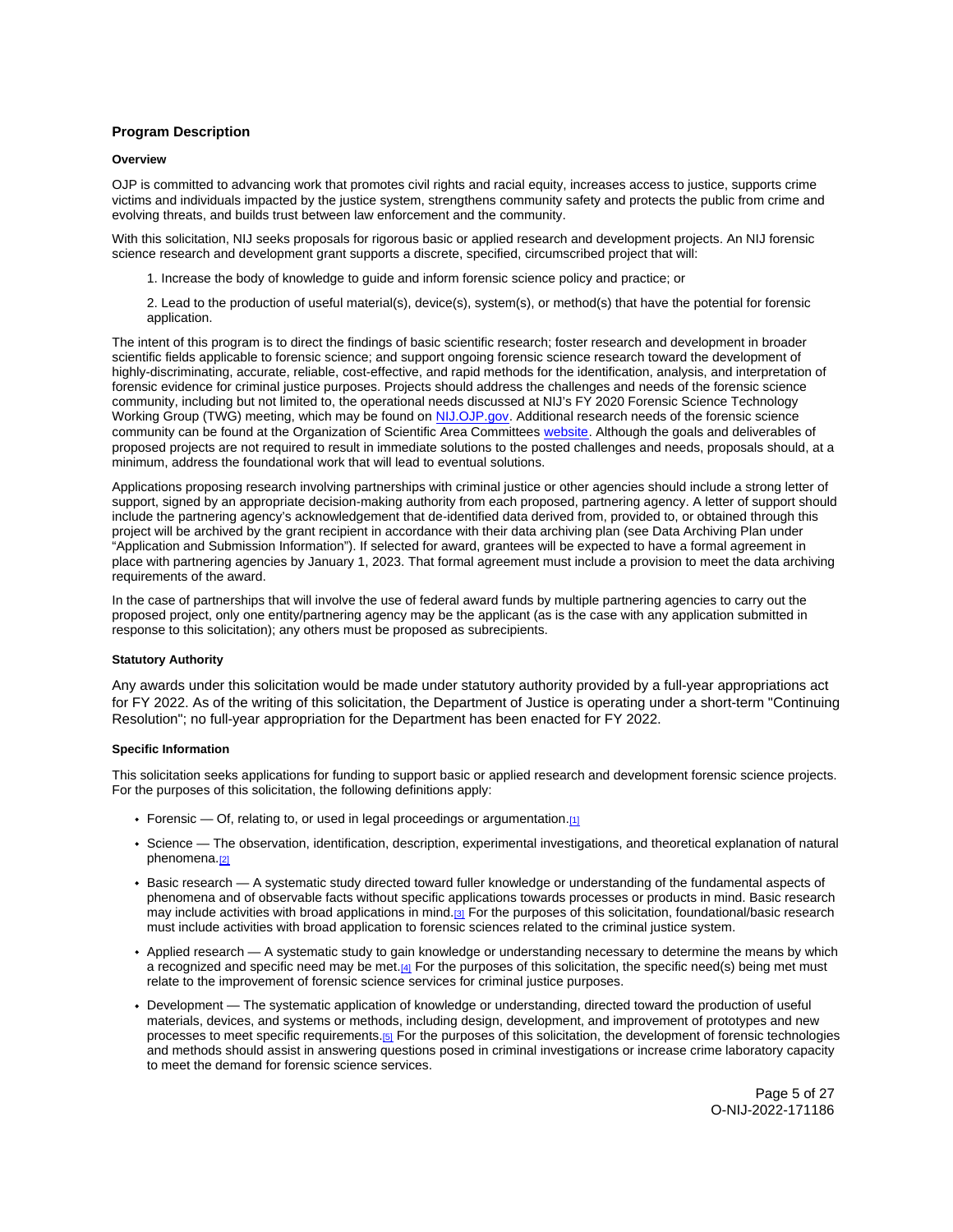## Program Description

### Overview

OJP is committed to advancing work that promotes civil rights and racial equity, increases access to justice, supports crime victims and individuals impacted by the justice system, strengthens community safety and protects the public from crime and evolving threats, and builds trust between law enforcement and the community.

With this solicitation, NIJ seeks proposals for rigorous basic or applied research and development projects. An NIJ forensic science research and development grant supports a discrete, specified, circumscribed project that will:

1. Increase the body of knowledge to guide and inform forensic science policy and practice; or

2. Lead to the production of useful material(s), device(s), system(s), or method(s) that have the potential for forensic application.

The intent of this program is to direct the findings of basic scientific research; foster research and development in broader scientific fields applicable to forensic science; and support ongoing forensic science research toward the development of highly-discriminating, accurate, reliable, cost-effective, and rapid methods for the identification, analysis, and interpretation of forensic evidence for criminal justice purposes. Projects should address the challenges and needs of the forensic science community, including but not limited to, the operational needs discussed at NIJ's FY 2020 Forensic Science Technology Working Group (TWG) meeting, which may be found on NIJ.OJP.gov. Additional research needs of the forensic science community can be found at the Organization of Scientific Area Committees website. Although the goals and deliverables of proposed projects are not required to result in immediate solutions to the posted challenges and needs, proposals should, at a minimum, address the foundational work that will lead to eventual solutions.

Applications proposing research involving partnerships with criminal justice or other agencies should include a strong letter of support, signed by an appropriate decision-making authority from each proposed, partnering agency. A letter of support should include the partnering agency's acknowledgement that de-identified data derived from, provided to, or obtained through this project will be archived by the grant recipient in accordance with their data archiving plan (see Data Archiving Plan under "Application and Submission Information"). If selected for award, grantees will be expected to have a formal agreement in place with partnering agencies by January 1, 2023. That formal agreement must include a provision to meet the data archiving requirements of the award.

In the case of partnerships that will involve the use of federal award funds by multiple partnering agencies to carry out the proposed project, only one entity/partnering agency may be the applicant (as is the case with any application submitted in response to this solicitation); any others must be proposed as subrecipients.

### Statutory Authority

Any awards under this solicitation would be made under statutory authority provided by a full-year appropriations act for FY 2022. As of the writing of this solicitation, the Department of Justice is operating under a short-term "Continuing Resolution"; no full-year appropriation for the Department has been enacted for FY 2022.

### Specific Information

This solicitation seeks applications for funding to support basic or applied research and development forensic science projects. For the purposes of this solicitation, the following definitions apply:

- Forensic — Of, relating to, or used in legal proceedings or argumentation.[1]
- Science — The observation, identification, description, experimental investigations, and theoretical explanation of natural phenomena.[2]
- Basic research — A systematic study directed toward fuller knowledge or understanding of the fundamental aspects of phenomena and of observable facts without specific applications towards processes or products in mind. Basic research may include activities with broad applications in mind.[3] For the purposes of this solicitation, foundational/basic research must include activities with broad application to forensic sciences related to the criminal justice system.
- Applied research — A systematic study to gain knowledge or understanding necessary to determine the means by which a recognized and specific need may be met.[4] For the purposes of this solicitation, the specific need(s) being met must relate to the improvement of forensic science services for criminal justice purposes.
- Development — The systematic application of knowledge or understanding, directed toward the production of useful materials, devices, and systems or methods, including design, development, and improvement of prototypes and new processes to meet specific requirements.[5] For the purposes of this solicitation, the development of forensic technologies and methods should assist in answering questions posed in criminal investigations or increase crime laboratory capacity to meet the demand for forensic science services.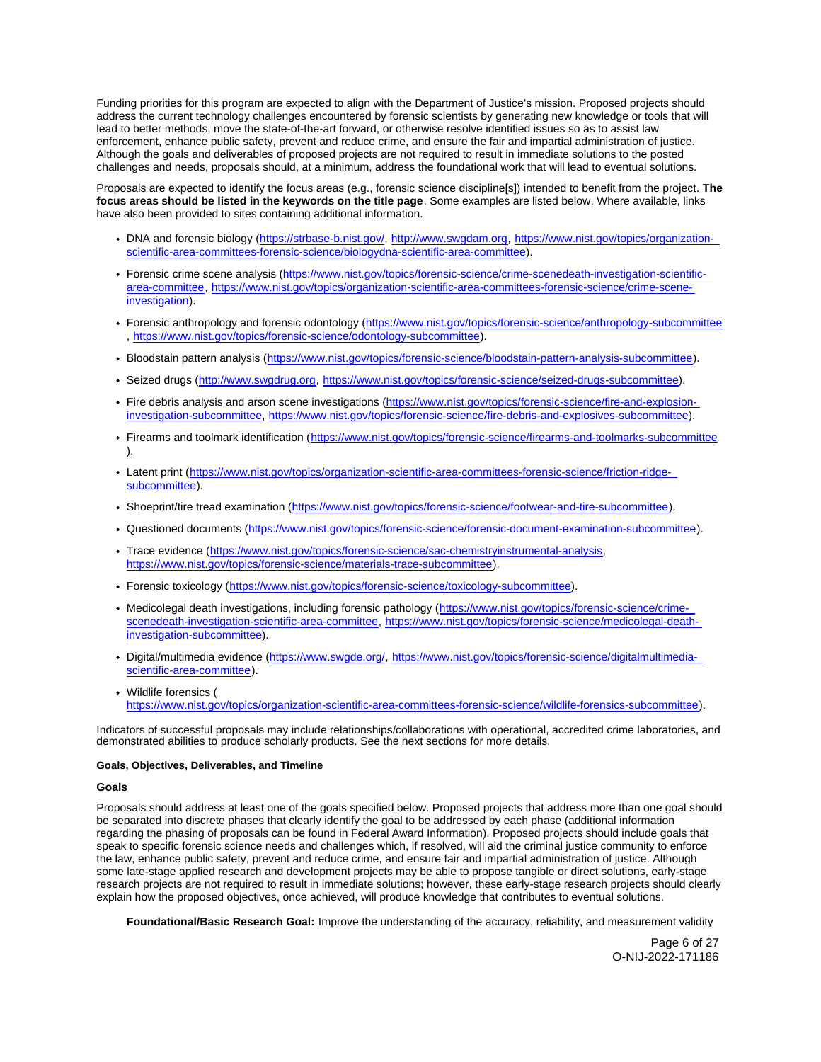Funding priorities for this program are expected to align with the Department of Justice's mission. Proposed projects should address the current technology challenges encountered by forensic scientists by generating new knowledge or tools that will lead to better methods, move the state-of-the-art forward, or otherwise resolve identified issues so as to assist law enforcement, enhance public safety, prevent and reduce crime, and ensure the fair and impartial administration of justice. Although the goals and deliverables of proposed projects are not required to result in immediate solutions to the posted challenges and needs, proposals should, at a minimum, address the foundational work that will lead to eventual solutions.

Proposals are expected to identify the focus areas (e.g., forensic science discipline[s]) intended to benefit from the project. **The focus areas should be listed in the keywords on the title page**. Some examples are listed below. Where available, links have also been provided to sites containing additional information.

- DNA and forensic biology (https://strbase-b.nist.gov/, http://www.swgdam.org, https://www.nist.gov/topics/organization-scientific-area-committees-forensic-science/biologydna-scientific-area-committee).
- Forensic crime scene analysis (https://www.nist.gov/topics/forensic-science/crime-scenedeath-investigation-scientific-area-committee, https://www.nist.gov/topics/organization-scientific-area-committees-forensic-science/crime-scene-investigation).
- Forensic anthropology and forensic odontology (https://www.nist.gov/topics/forensic-science/anthropology-subcommittee, https://www.nist.gov/topics/forensic-science/odontology-subcommittee).
- Bloodstain pattern analysis (https://www.nist.gov/topics/forensic-science/bloodstain-pattern-analysis-subcommittee).
- Seized drugs (http://www.swgdrug.org, https://www.nist.gov/topics/forensic-science/seized-drugs-subcommittee).
- Fire debris analysis and arson scene investigations (https://www.nist.gov/topics/forensic-science/fire-and-explosion-investigation-subcommittee, https://www.nist.gov/topics/forensic-science/fire-debris-and-explosives-subcommittee).
- Firearms and toolmark identification (https://www.nist.gov/topics/forensic-science/firearms-and-toolmarks-subcommittee).
- Latent print (https://www.nist.gov/topics/organization-scientific-area-committees-forensic-science/friction-ridge-subcommittee).
- Shoeprint/tire tread examination (https://www.nist.gov/topics/forensic-science/footwear-and-tire-subcommittee).
- Questioned documents (https://www.nist.gov/topics/forensic-science/forensic-document-examination-subcommittee).
- Trace evidence (https://www.nist.gov/topics/forensic-science/sac-chemistryinstrumental-analysis, https://www.nist.gov/topics/forensic-science/materials-trace-subcommittee).
- Forensic toxicology (https://www.nist.gov/topics/forensic-science/toxicology-subcommittee).
- Medicolegal death investigations, including forensic pathology (https://www.nist.gov/topics/forensic-science/crime-scenedeath-investigation-scientific-area-committee, https://www.nist.gov/topics/forensic-science/medicolegal-death-investigation-subcommittee).
- Digital/multimedia evidence (https://www.swgde.org/, https://www.nist.gov/topics/forensic-science/digitalmultimedia-scientific-area-committee).
- Wildlife forensics (https://www.nist.gov/topics/organization-scientific-area-committees-forensic-science/wildlife-forensics-subcommittee).

Indicators of successful proposals may include relationships/collaborations with operational, accredited crime laboratories, and demonstrated abilities to produce scholarly products. See the next sections for more details.

#### Goals, Objectives, Deliverables, and Timeline

#### Goals

Proposals should address at least one of the goals specified below. Proposed projects that address more than one goal should be separated into discrete phases that clearly identify the goal to be addressed by each phase (additional information regarding the phasing of proposals can be found in Federal Award Information). Proposed projects should include goals that speak to specific forensic science needs and challenges which, if resolved, will aid the criminal justice community to enforce the law, enhance public safety, prevent and reduce crime, and ensure fair and impartial administration of justice. Although some late-stage applied research and development projects may be able to propose tangible or direct solutions, early-stage research projects are not required to result in immediate solutions; however, these early-stage research projects should clearly explain how the proposed objectives, once achieved, will produce knowledge that contributes to eventual solutions.

**Foundational/Basic Research Goal:** Improve the understanding of the accuracy, reliability, and measurement validity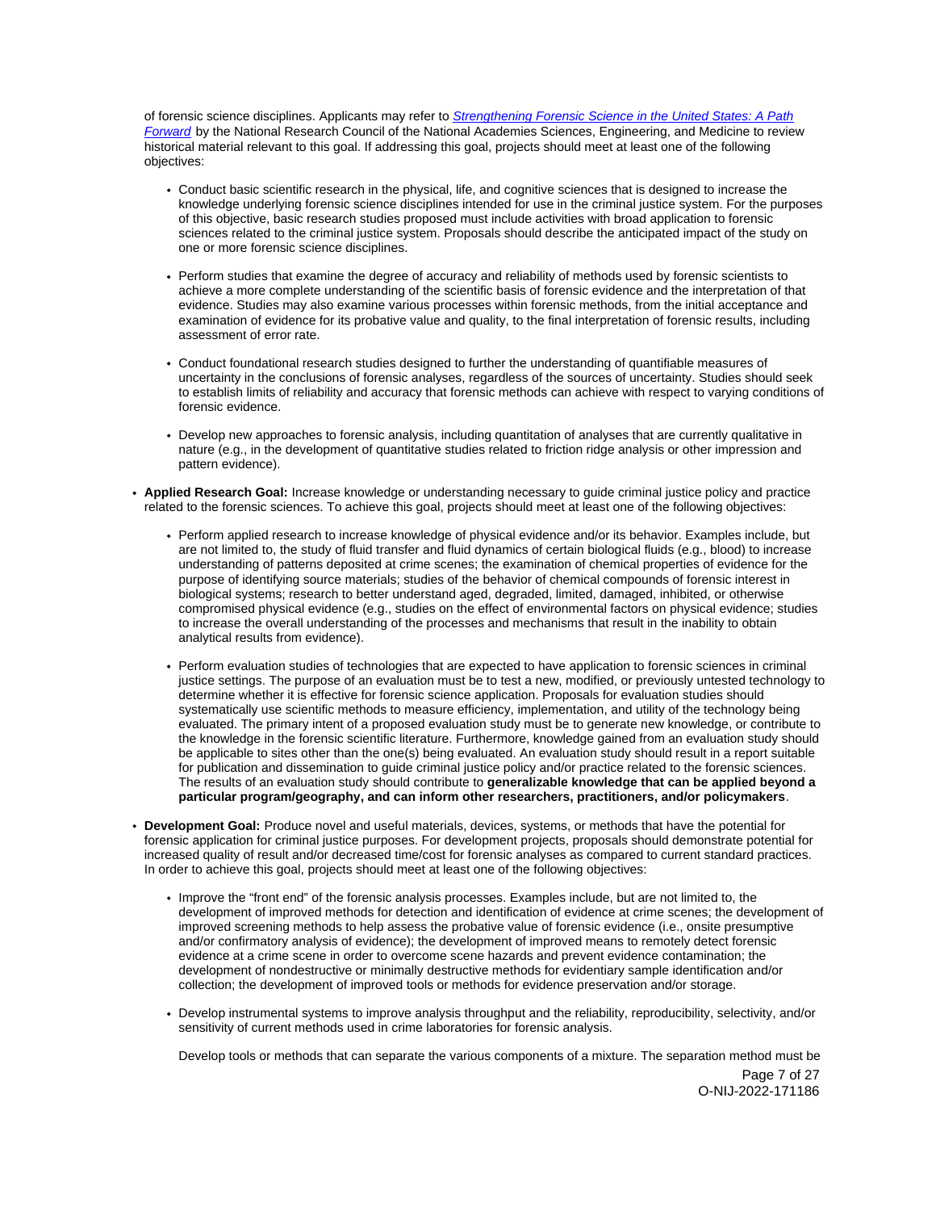of forensic science disciplines. Applicants may refer to *Strengthening Forensic Science in the United States: A Path Forward* by the National Research Council of the National Academies Sciences, Engineering, and Medicine to review historical material relevant to this goal. If addressing this goal, projects should meet at least one of the following objectives:

- Conduct basic scientific research in the physical, life, and cognitive sciences that is designed to increase the knowledge underlying forensic science disciplines intended for use in the criminal justice system. For the purposes of this objective, basic research studies proposed must include activities with broad application to forensic sciences related to the criminal justice system. Proposals should describe the anticipated impact of the study on one or more forensic science disciplines.
- Perform studies that examine the degree of accuracy and reliability of methods used by forensic scientists to achieve a more complete understanding of the scientific basis of forensic evidence and the interpretation of that evidence. Studies may also examine various processes within forensic methods, from the initial acceptance and examination of evidence for its probative value and quality, to the final interpretation of forensic results, including assessment of error rate.
- Conduct foundational research studies designed to further the understanding of quantifiable measures of uncertainty in the conclusions of forensic analyses, regardless of the sources of uncertainty. Studies should seek to establish limits of reliability and accuracy that forensic methods can achieve with respect to varying conditions of forensic evidence.
- Develop new approaches to forensic analysis, including quantitation of analyses that are currently qualitative in nature (e.g., in the development of quantitative studies related to friction ridge analysis or other impression and pattern evidence).

- **Applied Research Goal:** Increase knowledge or understanding necessary to guide criminal justice policy and practice related to the forensic sciences. To achieve this goal, projects should meet at least one of the following objectives:
  - Perform applied research to increase knowledge of physical evidence and/or its behavior. Examples include, but are not limited to, the study of fluid transfer and fluid dynamics of certain biological fluids (e.g., blood) to increase understanding of patterns deposited at crime scenes; the examination of chemical properties of evidence for the purpose of identifying source materials; studies of the behavior of chemical compounds of forensic interest in biological systems; research to better understand aged, degraded, limited, damaged, inhibited, or otherwise compromised physical evidence (e.g., studies on the effect of environmental factors on physical evidence; studies to increase the overall understanding of the processes and mechanisms that result in the inability to obtain analytical results from evidence).
  - Perform evaluation studies of technologies that are expected to have application to forensic sciences in criminal justice settings. The purpose of an evaluation must be to test a new, modified, or previously untested technology to determine whether it is effective for forensic science application. Proposals for evaluation studies should systematically use scientific methods to measure efficiency, implementation, and utility of the technology being evaluated. The primary intent of a proposed evaluation study must be to generate new knowledge, or contribute to the knowledge in the forensic scientific literature. Furthermore, knowledge gained from an evaluation study should be applicable to sites other than the one(s) being evaluated. An evaluation study should result in a report suitable for publication and dissemination to guide criminal justice policy and/or practice related to the forensic sciences. The results of an evaluation study should contribute to **generalizable knowledge that can be applied beyond a particular program/geography, and can inform other researchers, practitioners, and/or policymakers**.
- **Development Goal:** Produce novel and useful materials, devices, systems, or methods that have the potential for forensic application for criminal justice purposes. For development projects, proposals should demonstrate potential for increased quality of result and/or decreased time/cost for forensic analyses as compared to current standard practices. In order to achieve this goal, projects should meet at least one of the following objectives:
  - Improve the "front end" of the forensic analysis processes. Examples include, but are not limited to, the development of improved methods for detection and identification of evidence at crime scenes; the development of improved screening methods to help assess the probative value of forensic evidence (i.e., onsite presumptive and/or confirmatory analysis of evidence); the development of improved means to remotely detect forensic evidence at a crime scene in order to overcome scene hazards and prevent evidence contamination; the development of nondestructive or minimally destructive methods for evidentiary sample identification and/or collection; the development of improved tools or methods for evidence preservation and/or storage.
  - Develop instrumental systems to improve analysis throughput and the reliability, reproducibility, selectivity, and/or sensitivity of current methods used in crime laboratories for forensic analysis.

    Develop tools or methods that can separate the various components of a mixture. The separation method must be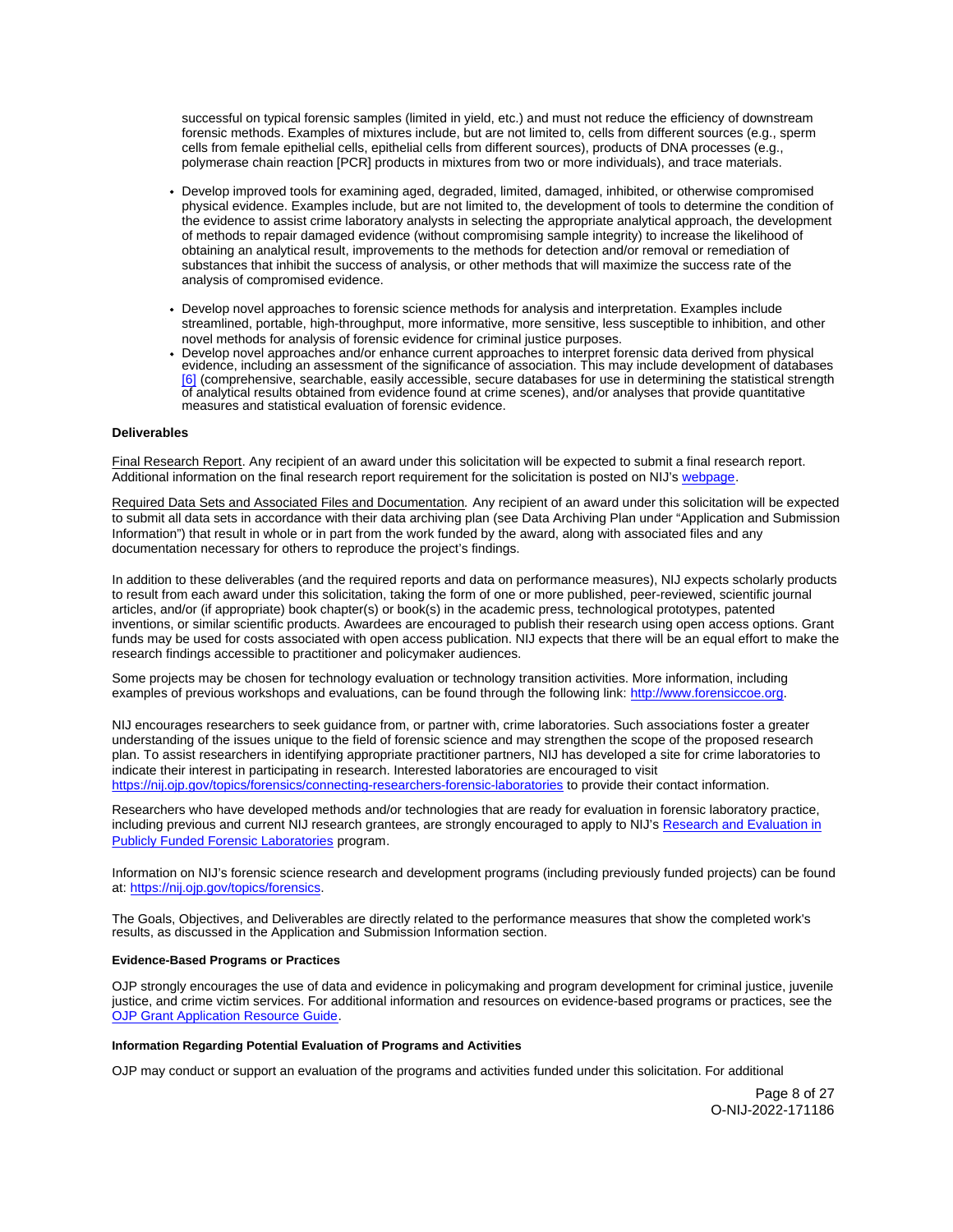successful on typical forensic samples (limited in yield, etc.) and must not reduce the efficiency of downstream forensic methods. Examples of mixtures include, but are not limited to, cells from different sources (e.g., sperm cells from female epithelial cells, epithelial cells from different sources), products of DNA processes (e.g., polymerase chain reaction [PCR] products in mixtures from two or more individuals), and trace materials.

- Develop improved tools for examining aged, degraded, limited, damaged, inhibited, or otherwise compromised physical evidence. Examples include, but are not limited to, the development of tools to determine the condition of the evidence to assist crime laboratory analysts in selecting the appropriate analytical approach, the development of methods to repair damaged evidence (without compromising sample integrity) to increase the likelihood of obtaining an analytical result, improvements to the methods for detection and/or removal or remediation of substances that inhibit the success of analysis, or other methods that will maximize the success rate of the analysis of compromised evidence.
- Develop novel approaches to forensic science methods for analysis and interpretation. Examples include streamlined, portable, high-throughput, more informative, more sensitive, less susceptible to inhibition, and other novel methods for analysis of forensic evidence for criminal justice purposes.
- Develop novel approaches and/or enhance current approaches to interpret forensic data derived from physical evidence, including an assessment of the significance of association. This may include development of databases [6] (comprehensive, searchable, easily accessible, secure databases for use in determining the statistical strength of analytical results obtained from evidence found at crime scenes), and/or analyses that provide quantitative measures and statistical evaluation of forensic evidence.

**Deliverables**

Final Research Report. Any recipient of an award under this solicitation will be expected to submit a final research report. Additional information on the final research report requirement for the solicitation is posted on NIJ's webpage.

Required Data Sets and Associated Files and Documentation. Any recipient of an award under this solicitation will be expected to submit all data sets in accordance with their data archiving plan (see Data Archiving Plan under "Application and Submission Information") that result in whole or in part from the work funded by the award, along with associated files and any documentation necessary for others to reproduce the project's findings.

In addition to these deliverables (and the required reports and data on performance measures), NIJ expects scholarly products to result from each award under this solicitation, taking the form of one or more published, peer-reviewed, scientific journal articles, and/or (if appropriate) book chapter(s) or book(s) in the academic press, technological prototypes, patented inventions, or similar scientific products. Awardees are encouraged to publish their research using open access options. Grant funds may be used for costs associated with open access publication. NIJ expects that there will be an equal effort to make the research findings accessible to practitioner and policymaker audiences.

Some projects may be chosen for technology evaluation or technology transition activities. More information, including examples of previous workshops and evaluations, can be found through the following link: http://www.forensicccoe.org.

NIJ encourages researchers to seek guidance from, or partner with, crime laboratories. Such associations foster a greater understanding of the issues unique to the field of forensic science and may strengthen the scope of the proposed research plan. To assist researchers in identifying appropriate practitioner partners, NIJ has developed a site for crime laboratories to indicate their interest in participating in research. Interested laboratories are encouraged to visit https://nij.ojp.gov/topics/forensics/connecting-researchers-forensic-laboratories to provide their contact information.

Researchers who have developed methods and/or technologies that are ready for evaluation in forensic laboratory practice, including previous and current NIJ research grantees, are strongly encouraged to apply to NIJ's Research and Evaluation in Publicly Funded Forensic Laboratories program.

Information on NIJ's forensic science research and development programs (including previously funded projects) can be found at: https://nij.ojp.gov/topics/forensics.

The Goals, Objectives, and Deliverables are directly related to the performance measures that show the completed work's results, as discussed in the Application and Submission Information section.

**Evidence-Based Programs or Practices**

OJP strongly encourages the use of data and evidence in policymaking and program development for criminal justice, juvenile justice, and crime victim services. For additional information and resources on evidence-based programs or practices, see the OJP Grant Application Resource Guide.

**Information Regarding Potential Evaluation of Programs and Activities**

OJP may conduct or support an evaluation of the programs and activities funded under this solicitation. For additional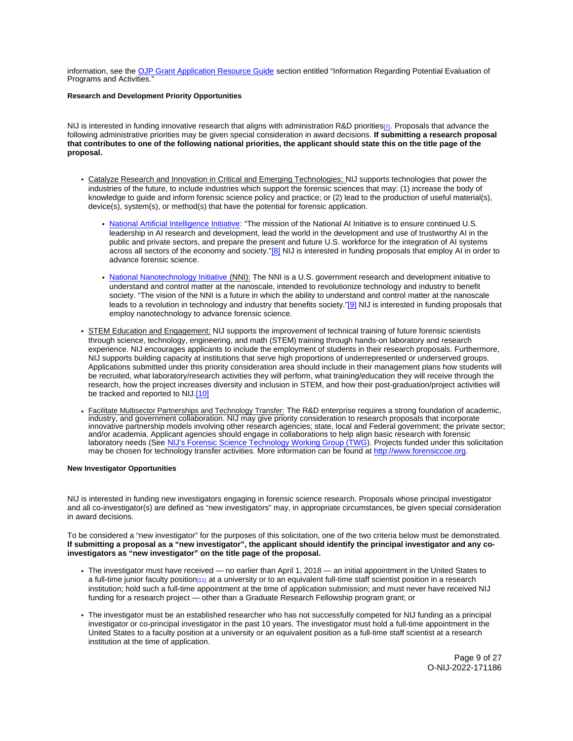information, see the OJP Grant Application Resource Guide section entitled "Information Regarding Potential Evaluation of Programs and Activities."

**Research and Development Priority Opportunities**

NIJ is interested in funding innovative research that aligns with administration R&D priorities[7]. Proposals that advance the following administrative priorities may be given special consideration in award decisions. **If submitting a research proposal that contributes to one of the following national priorities, the applicant should state this on the title page of the proposal.**

- Catalyze Research and Innovation in Critical and Emerging Technologies: NIJ supports technologies that power the industries of the future, to include industries which support the forensic sciences that may: (1) increase the body of knowledge to guide and inform forensic science policy and practice; or (2) lead to the production of useful material(s), device(s), system(s), or method(s) that have the potential for forensic application.
  - National Artificial Intelligence Initiative: "The mission of the National AI Initiative is to ensure continued U.S. leadership in AI research and development, lead the world in the development and use of trustworthy AI in the public and private sectors, and prepare the present and future U.S. workforce for the integration of AI systems across all sectors of the economy and society."[8] NIJ is interested in funding proposals that employ AI in order to advance forensic science.
  - National Nanotechnology Initiative (NNI): The NNI is a U.S. government research and development initiative to understand and control matter at the nanoscale, intended to revolutionize technology and industry to benefit society. "The vision of the NNI is a future in which the ability to understand and control matter at the nanoscale leads to a revolution in technology and industry that benefits society."[9] NIJ is interested in funding proposals that employ nanotechnology to advance forensic science.
- STEM Education and Engagement: NIJ supports the improvement of technical training of future forensic scientists through science, technology, engineering, and math (STEM) training through hands-on laboratory and research experience. NIJ encourages applicants to include the employment of students in their research proposals. Furthermore, NIJ supports building capacity at institutions that serve high proportions of underrepresented or underserved groups. Applications submitted under this priority consideration area should include in their management plans how students will be recruited, what laboratory/research activities they will perform, what training/education they will receive through the research, how the project increases diversity and inclusion in STEM, and how their post-graduation/project activities will be tracked and reported to NIJ.[10]
- Facilitate Multisector Partnerships and Technology Transfer: The R&D enterprise requires a strong foundation of academic, industry, and government collaboration. NIJ may give priority consideration to research proposals that incorporate innovative partnership models involving other research agencies; state, local and Federal government; the private sector; and/or academia. Applicant agencies should engage in collaborations to help align basic research with forensic laboratory needs (See NIJ's Forensic Science Technology Working Group (TWG). Projects funded under this solicitation may be chosen for technology transfer activities. More information can be found at http://www.forensiccoe.org.

**New Investigator Opportunities**

NIJ is interested in funding new investigators engaging in forensic science research. Proposals whose principal investigator and all co-investigator(s) are defined as "new investigators" may, in appropriate circumstances, be given special consideration in award decisions.

To be considered a "new investigator" for the purposes of this solicitation, one of the two criteria below must be demonstrated. **If submitting a proposal as a "new investigator", the applicant should identify the principal investigator and any co-investigators as "new investigator" on the title page of the proposal.**

- The investigator must have received — no earlier than April 1, 2018 — an initial appointment in the United States to a full-time junior faculty position[11] at a university or to an equivalent full-time staff scientist position in a research institution; hold such a full-time appointment at the time of application submission; and must never have received NIJ funding for a research project — other than a Graduate Research Fellowship program grant; or
- The investigator must be an established researcher who has not successfully competed for NIJ funding as a principal investigator or co-principal investigator in the past 10 years. The investigator must hold a full-time appointment in the United States to a faculty position at a university or an equivalent position as a full-time staff scientist at a research institution at the time of application.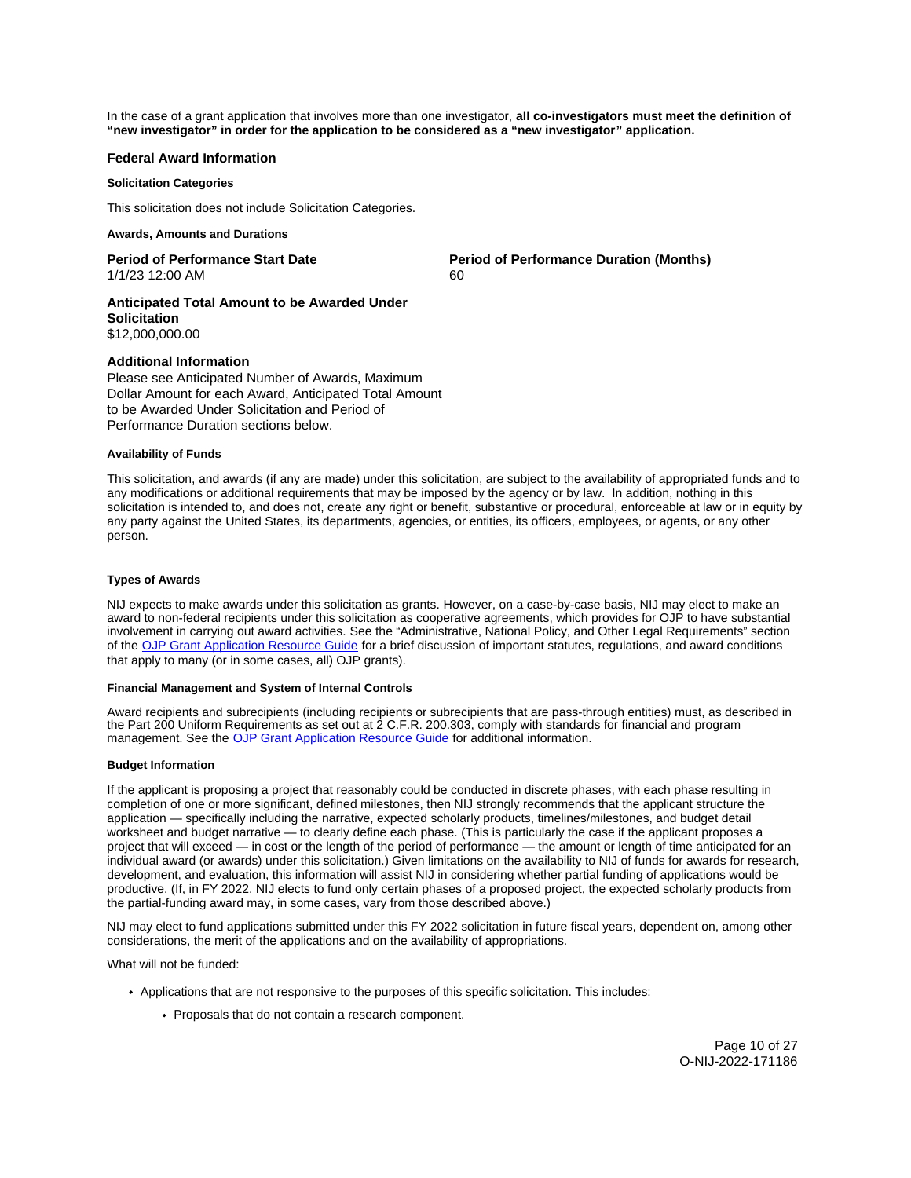In the case of a grant application that involves more than one investigator, **all co-investigators must meet the definition of "new investigator" in order for the application to be considered as a "new investigator" application.**

## Federal Award Information

#### Solicitation Categories

This solicitation does not include Solicitation Categories.

#### Awards, Amounts and Durations

**Period of Performance Start Date**
1/1/23 12:00 AM

**Period of Performance Duration (Months)**
60

**Anticipated Total Amount to be Awarded Under Solicitation**
$12,000,000.00

**Additional Information**
Please see Anticipated Number of Awards, Maximum Dollar Amount for each Award, Anticipated Total Amount to be Awarded Under Solicitation and Period of Performance Duration sections below.

#### Availability of Funds

This solicitation, and awards (if any are made) under this solicitation, are subject to the availability of appropriated funds and to any modifications or additional requirements that may be imposed by the agency or by law. In addition, nothing in this solicitation is intended to, and does not, create any right or benefit, substantive or procedural, enforceable at law or in equity by any party against the United States, its departments, agencies, or entities, its officers, employees, or agents, or any other person.

#### Types of Awards

NIJ expects to make awards under this solicitation as grants. However, on a case-by-case basis, NIJ may elect to make an award to non-federal recipients under this solicitation as cooperative agreements, which provides for OJP to have substantial involvement in carrying out award activities. See the "Administrative, National Policy, and Other Legal Requirements" section of the OJP Grant Application Resource Guide for a brief discussion of important statutes, regulations, and award conditions that apply to many (or in some cases, all) OJP grants).

#### Financial Management and System of Internal Controls

Award recipients and subrecipients (including recipients or subrecipients that are pass-through entities) must, as described in the Part 200 Uniform Requirements as set out at 2 C.F.R. 200.303, comply with standards for financial and program management. See the OJP Grant Application Resource Guide for additional information.

#### Budget Information

If the applicant is proposing a project that reasonably could be conducted in discrete phases, with each phase resulting in completion of one or more significant, defined milestones, then NIJ strongly recommends that the applicant structure the application — specifically including the narrative, expected scholarly products, timelines/milestones, and budget detail worksheet and budget narrative — to clearly define each phase. (This is particularly the case if the applicant proposes a project that will exceed — in cost or the length of the period of performance — the amount or length of time anticipated for an individual award (or awards) under this solicitation.) Given limitations on the availability to NIJ of funds for awards for research, development, and evaluation, this information will assist NIJ in considering whether partial funding of applications would be productive. (If, in FY 2022, NIJ elects to fund only certain phases of a proposed project, the expected scholarly products from the partial-funding award may, in some cases, vary from those described above.)

NIJ may elect to fund applications submitted under this FY 2022 solicitation in future fiscal years, dependent on, among other considerations, the merit of the applications and on the availability of appropriations.

What will not be funded:

- Applications that are not responsive to the purposes of this specific solicitation. This includes:
    - Proposals that do not contain a research component.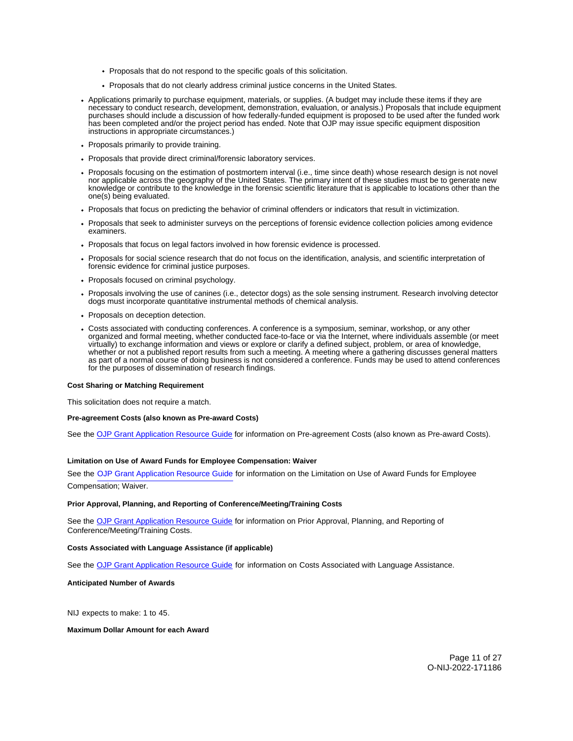- Proposals that do not respond to the specific goals of this solicitation.
  - Proposals that do not clearly address criminal justice concerns in the United States.
- Applications primarily to purchase equipment, materials, or supplies. (A budget may include these items if they are necessary to conduct research, development, demonstration, evaluation, or analysis.) Proposals that include equipment purchases should include a discussion of how federally-funded equipment is proposed to be used after the funded work has been completed and/or the project period has ended. Note that OJP may issue specific equipment disposition instructions in appropriate circumstances.)
- Proposals primarily to provide training.
- Proposals that provide direct criminal/forensic laboratory services.
- Proposals focusing on the estimation of postmortem interval (i.e., time since death) whose research design is not novel nor applicable across the geography of the United States. The primary intent of these studies must be to generate new knowledge or contribute to the knowledge in the forensic scientific literature that is applicable to locations other than the one(s) being evaluated.
- Proposals that focus on predicting the behavior of criminal offenders or indicators that result in victimization.
- Proposals that seek to administer surveys on the perceptions of forensic evidence collection policies among evidence examiners.
- Proposals that focus on legal factors involved in how forensic evidence is processed.
- Proposals for social science research that do not focus on the identification, analysis, and scientific interpretation of forensic evidence for criminal justice purposes.
- Proposals focused on criminal psychology.
- Proposals involving the use of canines (i.e., detector dogs) as the sole sensing instrument. Research involving detector dogs must incorporate quantitative instrumental methods of chemical analysis.
- Proposals on deception detection.
- Costs associated with conducting conferences. A conference is a symposium, seminar, workshop, or any other organized and formal meeting, whether conducted face-to-face or via the Internet, where individuals assemble (or meet virtually) to exchange information and views or explore or clarify a defined subject, problem, or area of knowledge, whether or not a published report results from such a meeting. A meeting where a gathering discusses general matters as part of a normal course of doing business is not considered a conference. Funds may be used to attend conferences for the purposes of dissemination of research findings.

**Cost Sharing or Matching Requirement**

This solicitation does not require a match.

**Pre-agreement Costs (also known as Pre-award Costs)**

See the OJP Grant Application Resource Guide for information on Pre-agreement Costs (also known as Pre-award Costs).

**Limitation on Use of Award Funds for Employee Compensation: Waiver**

See the OJP Grant Application Resource Guide for information on the Limitation on Use of Award Funds for Employee Compensation; Waiver.

**Prior Approval, Planning, and Reporting of Conference/Meeting/Training Costs**

See the OJP Grant Application Resource Guide for information on Prior Approval, Planning, and Reporting of Conference/Meeting/Training Costs.

**Costs Associated with Language Assistance (if applicable)**

See the OJP Grant Application Resource Guide for information on Costs Associated with Language Assistance.

**Anticipated Number of Awards**

NIJ expects to make: 1 to 45.

**Maximum Dollar Amount for each Award**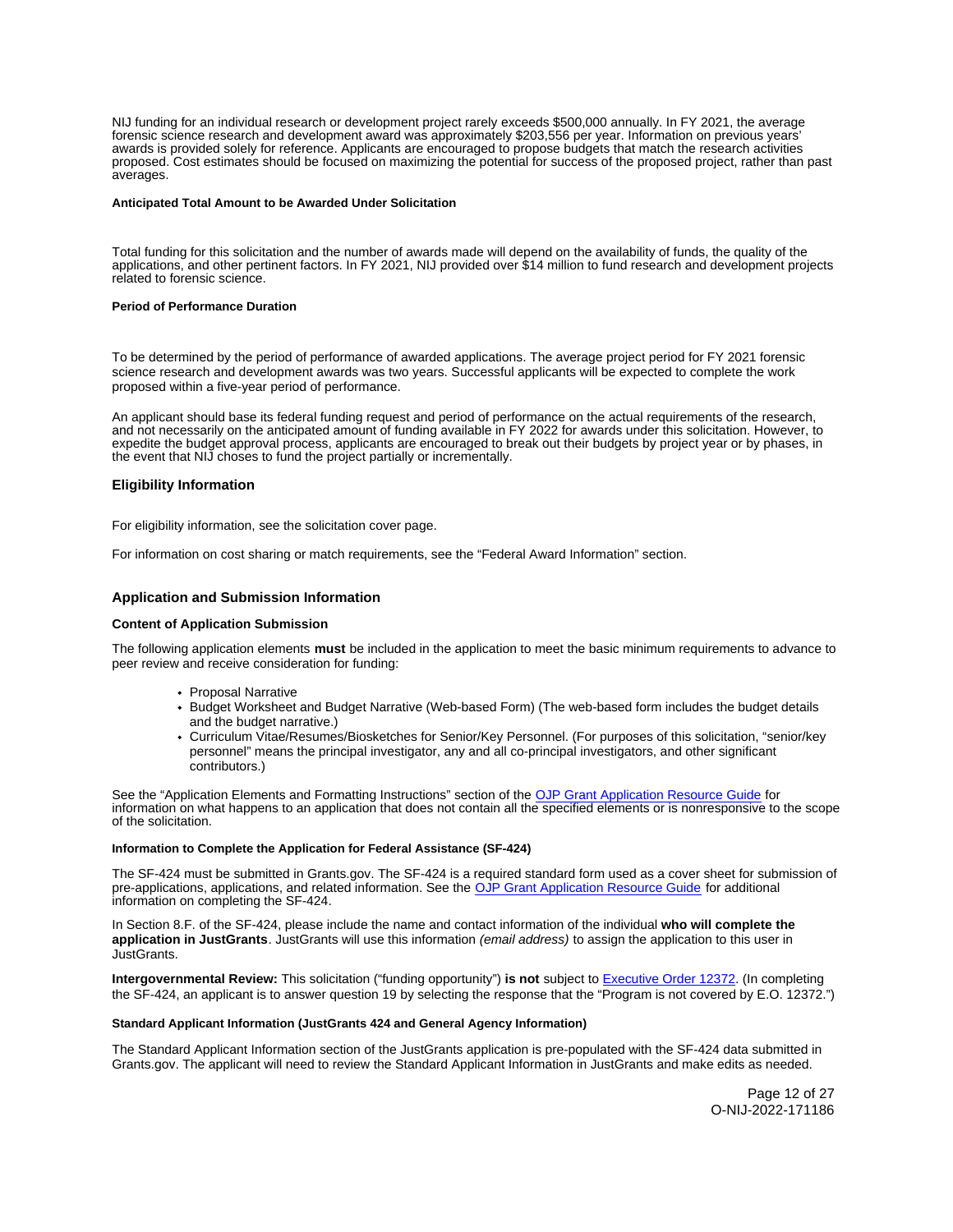NIJ funding for an individual research or development project rarely exceeds $500,000 annually. In FY 2021, the average forensic science research and development award was approximately $203,556 per year. Information on previous years' awards is provided solely for reference. Applicants are encouraged to propose budgets that match the research activities proposed. Cost estimates should be focused on maximizing the potential for success of the proposed project, rather than past averages.

#### Anticipated Total Amount to be Awarded Under Solicitation

Total funding for this solicitation and the number of awards made will depend on the availability of funds, the quality of the applications, and other pertinent factors. In FY 2021, NIJ provided over $14 million to fund research and development projects related to forensic science.

#### Period of Performance Duration

To be determined by the period of performance of awarded applications. The average project period for FY 2021 forensic science research and development awards was two years. Successful applicants will be expected to complete the work proposed within a five-year period of performance.

An applicant should base its federal funding request and period of performance on the actual requirements of the research, and not necessarily on the anticipated amount of funding available in FY 2022 for awards under this solicitation. However, to expedite the budget approval process, applicants are encouraged to break out their budgets by project year or by phases, in the event that NIJ choses to fund the project partially or incrementally.

## Eligibility Information

For eligibility information, see the solicitation cover page.

For information on cost sharing or match requirements, see the "Federal Award Information" section.

## Application and Submission Information

### Content of Application Submission

The following application elements **must** be included in the application to meet the basic minimum requirements to advance to peer review and receive consideration for funding:

- Proposal Narrative
- Budget Worksheet and Budget Narrative (Web-based Form) (The web-based form includes the budget details and the budget narrative.)
- Curriculum Vitae/Resumes/Biosketches for Senior/Key Personnel. (For purposes of this solicitation, "senior/key personnel" means the principal investigator, any and all co-principal investigators, and other significant contributors.)

See the "Application Elements and Formatting Instructions" section of the OJP Grant Application Resource Guide for information on what happens to an application that does not contain all the specified elements or is nonresponsive to the scope of the solicitation.

#### Information to Complete the Application for Federal Assistance (SF-424)

The SF-424 must be submitted in Grants.gov. The SF-424 is a required standard form used as a cover sheet for submission of pre-applications, applications, and related information. See the OJP Grant Application Resource Guide for additional information on completing the SF-424.

In Section 8.F. of the SF-424, please include the name and contact information of the individual **who will complete the application in JustGrants**. JustGrants will use this information *(email address)* to assign the application to this user in JustGrants.

**Intergovernmental Review:** This solicitation ("funding opportunity") **is not** subject to Executive Order 12372. (In completing the SF-424, an applicant is to answer question 19 by selecting the response that the "Program is not covered by E.O. 12372.")

#### Standard Applicant Information (JustGrants 424 and General Agency Information)

The Standard Applicant Information section of the JustGrants application is pre-populated with the SF-424 data submitted in Grants.gov. The applicant will need to review the Standard Applicant Information in JustGrants and make edits as needed.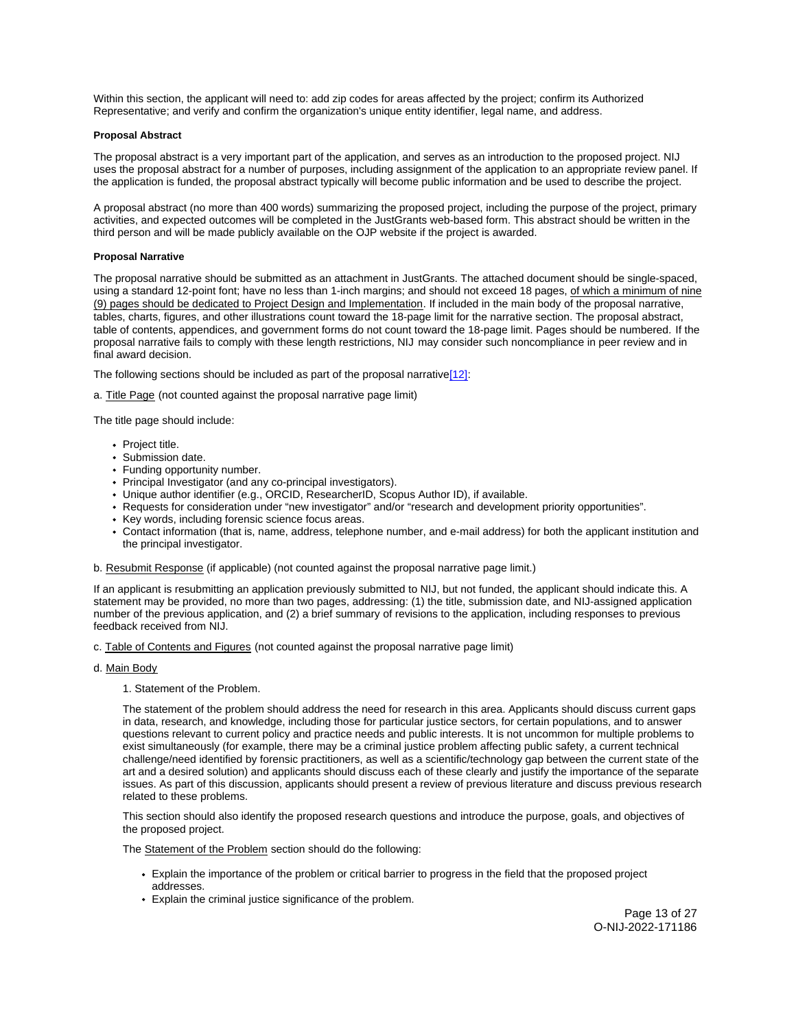Within this section, the applicant will need to: add zip codes for areas affected by the project; confirm its Authorized Representative; and verify and confirm the organization's unique entity identifier, legal name, and address.

**Proposal Abstract**

The proposal abstract is a very important part of the application, and serves as an introduction to the proposed project. NIJ uses the proposal abstract for a number of purposes, including assignment of the application to an appropriate review panel. If the application is funded, the proposal abstract typically will become public information and be used to describe the project.

A proposal abstract (no more than 400 words) summarizing the proposed project, including the purpose of the project, primary activities, and expected outcomes will be completed in the JustGrants web-based form. This abstract should be written in the third person and will be made publicly available on the OJP website if the project is awarded.

**Proposal Narrative**

The proposal narrative should be submitted as an attachment in JustGrants. The attached document should be single-spaced, using a standard 12-point font; have no less than 1-inch margins; and should not exceed 18 pages, of which a minimum of nine (9) pages should be dedicated to Project Design and Implementation. If included in the main body of the proposal narrative, tables, charts, figures, and other illustrations count toward the 18-page limit for the narrative section. The proposal abstract, table of contents, appendices, and government forms do not count toward the 18-page limit. Pages should be numbered. If the proposal narrative fails to comply with these length restrictions, NIJ may consider such noncompliance in peer review and in final award decision.

The following sections should be included as part of the proposal narrative[12]:

a. Title Page (not counted against the proposal narrative page limit)

The title page should include:

- Project title.
- Submission date.
- Funding opportunity number.
- Principal Investigator (and any co-principal investigators).
- Unique author identifier (e.g., ORCID, ResearcherID, Scopus Author ID), if available.
- Requests for consideration under "new investigator" and/or "research and development priority opportunities".
- Key words, including forensic science focus areas.
- Contact information (that is, name, address, telephone number, and e-mail address) for both the applicant institution and the principal investigator.

b. Resubmit Response (if applicable) (not counted against the proposal narrative page limit.)

If an applicant is resubmitting an application previously submitted to NIJ, but not funded, the applicant should indicate this. A statement may be provided, no more than two pages, addressing: (1) the title, submission date, and NIJ-assigned application number of the previous application, and (2) a brief summary of revisions to the application, including responses to previous feedback received from NIJ.

c. Table of Contents and Figures (not counted against the proposal narrative page limit)

d. Main Body

1. Statement of the Problem.

The statement of the problem should address the need for research in this area. Applicants should discuss current gaps in data, research, and knowledge, including those for particular justice sectors, for certain populations, and to answer questions relevant to current policy and practice needs and public interests. It is not uncommon for multiple problems to exist simultaneously (for example, there may be a criminal justice problem affecting public safety, a current technical challenge/need identified by forensic practitioners, as well as a scientific/technology gap between the current state of the art and a desired solution) and applicants should discuss each of these clearly and justify the importance of the separate issues. As part of this discussion, applicants should present a review of previous literature and discuss previous research related to these problems.

This section should also identify the proposed research questions and introduce the purpose, goals, and objectives of the proposed project.

The Statement of the Problem section should do the following:

- Explain the importance of the problem or critical barrier to progress in the field that the proposed project addresses.
- Explain the criminal justice significance of the problem.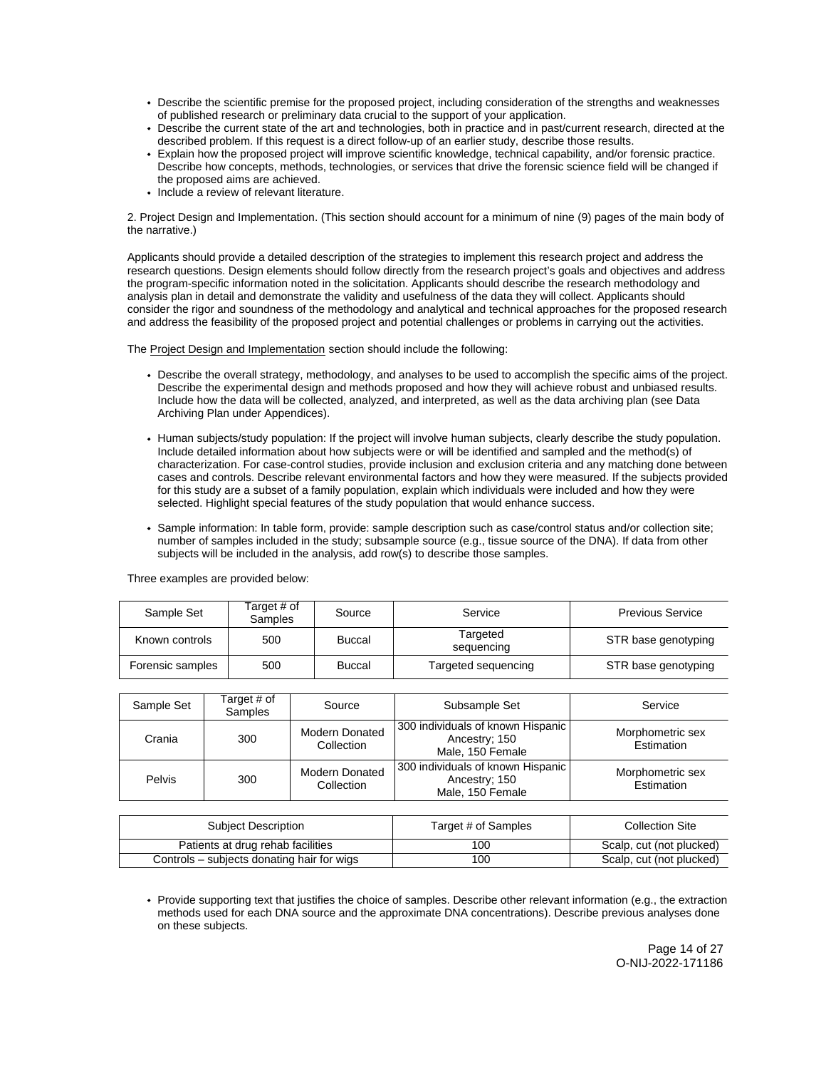- Describe the scientific premise for the proposed project, including consideration of the strengths and weaknesses of published research or preliminary data crucial to the support of your application.
- Describe the current state of the art and technologies, both in practice and in past/current research, directed at the described problem. If this request is a direct follow-up of an earlier study, describe those results.
- Explain how the proposed project will improve scientific knowledge, technical capability, and/or forensic practice. Describe how concepts, methods, technologies, or services that drive the forensic science field will be changed if the proposed aims are achieved.
- Include a review of relevant literature.

2. Project Design and Implementation. (This section should account for a minimum of nine (9) pages of the main body of the narrative.)

Applicants should provide a detailed description of the strategies to implement this research project and address the research questions. Design elements should follow directly from the research project's goals and objectives and address the program-specific information noted in the solicitation. Applicants should describe the research methodology and analysis plan in detail and demonstrate the validity and usefulness of the data they will collect. Applicants should consider the rigor and soundness of the methodology and analytical and technical approaches for the proposed research and address the feasibility of the proposed project and potential challenges or problems in carrying out the activities.

The Project Design and Implementation section should include the following:

- Describe the overall strategy, methodology, and analyses to be used to accomplish the specific aims of the project. Describe the experimental design and methods proposed and how they will achieve robust and unbiased results. Include how the data will be collected, analyzed, and interpreted, as well as the data archiving plan (see Data Archiving Plan under Appendices).

- Human subjects/study population: If the project will involve human subjects, clearly describe the study population. Include detailed information about how subjects were or will be identified and sampled and the method(s) of characterization. For case-control studies, provide inclusion and exclusion criteria and any matching done between cases and controls. Describe relevant environmental factors and how they were measured. If the subjects provided for this study are a subset of a family population, explain which individuals were included and how they were selected. Highlight special features of the study population that would enhance success.

- Sample information: In table form, provide: sample description such as case/control status and/or collection site; number of samples included in the study; subsample source (e.g., tissue source of the DNA). If data from other subjects will be included in the analysis, add row(s) to describe those samples.

Three examples are provided below:

| Sample Set | Target # of Samples | Source | Service | Previous Service |
|---|---|---|---|---|
| Known controls | 500 | Buccal | Targeted sequencing | STR base genotyping |
| Forensic samples | 500 | Buccal | Targeted sequencing | STR base genotyping |

| Sample Set | Target # of Samples | Source | Subsample Set | Service |
|---|---|---|---|---|
| Crania | 300 | Modern Donated Collection | 300 individuals of known Hispanic Ancestry; 150 Male, 150 Female | Morphometric sex Estimation |
| Pelvis | 300 | Modern Donated Collection | 300 individuals of known Hispanic Ancestry; 150 Male, 150 Female | Morphometric sex Estimation |

| Subject Description | Target # of Samples | Collection Site |
|---|---|---|
| Patients at drug rehab facilities | 100 | Scalp, cut (not plucked) |
| Controls – subjects donating hair for wigs | 100 | Scalp, cut (not plucked) |

- Provide supporting text that justifies the choice of samples. Describe other relevant information (e.g., the extraction methods used for each DNA source and the approximate DNA concentrations). Describe previous analyses done on these subjects.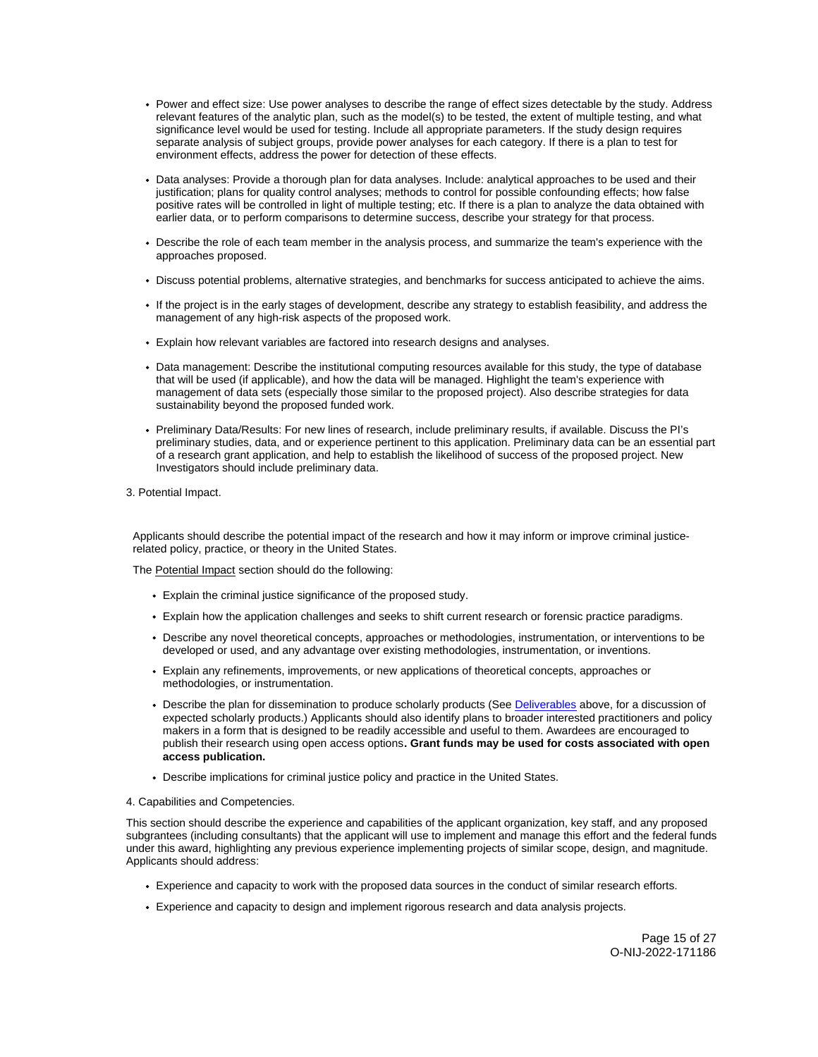- Power and effect size: Use power analyses to describe the range of effect sizes detectable by the study. Address relevant features of the analytic plan, such as the model(s) to be tested, the extent of multiple testing, and what significance level would be used for testing. Include all appropriate parameters. If the study design requires separate analysis of subject groups, provide power analyses for each category. If there is a plan to test for environment effects, address the power for detection of these effects.
- Data analyses: Provide a thorough plan for data analyses. Include: analytical approaches to be used and their justification; plans for quality control analyses; methods to control for possible confounding effects; how false positive rates will be controlled in light of multiple testing; etc. If there is a plan to analyze the data obtained with earlier data, or to perform comparisons to determine success, describe your strategy for that process.
- Describe the role of each team member in the analysis process, and summarize the team's experience with the approaches proposed.
- Discuss potential problems, alternative strategies, and benchmarks for success anticipated to achieve the aims.
- If the project is in the early stages of development, describe any strategy to establish feasibility, and address the management of any high-risk aspects of the proposed work.
- Explain how relevant variables are factored into research designs and analyses.
- Data management: Describe the institutional computing resources available for this study, the type of database that will be used (if applicable), and how the data will be managed. Highlight the team's experience with management of data sets (especially those similar to the proposed project). Also describe strategies for data sustainability beyond the proposed funded work.
- Preliminary Data/Results: For new lines of research, include preliminary results, if available. Discuss the PI's preliminary studies, data, and or experience pertinent to this application. Preliminary data can be an essential part of a research grant application, and help to establish the likelihood of success of the proposed project. New Investigators should include preliminary data.

3. Potential Impact.

Applicants should describe the potential impact of the research and how it may inform or improve criminal justice-related policy, practice, or theory in the United States.

The Potential Impact section should do the following:

- Explain the criminal justice significance of the proposed study.
- Explain how the application challenges and seeks to shift current research or forensic practice paradigms.
- Describe any novel theoretical concepts, approaches or methodologies, instrumentation, or interventions to be developed or used, and any advantage over existing methodologies, instrumentation, or inventions.
- Explain any refinements, improvements, or new applications of theoretical concepts, approaches or methodologies, or instrumentation.
- Describe the plan for dissemination to produce scholarly products (See Deliverables above, for a discussion of expected scholarly products.) Applicants should also identify plans to broader interested practitioners and policy makers in a form that is designed to be readily accessible and useful to them. Awardees are encouraged to publish their research using open access options**. Grant funds may be used for costs associated with open access publication.**
- Describe implications for criminal justice policy and practice in the United States.

4. Capabilities and Competencies.

This section should describe the experience and capabilities of the applicant organization, key staff, and any proposed subgrantees (including consultants) that the applicant will use to implement and manage this effort and the federal funds under this award, highlighting any previous experience implementing projects of similar scope, design, and magnitude. Applicants should address:

- Experience and capacity to work with the proposed data sources in the conduct of similar research efforts.
- Experience and capacity to design and implement rigorous research and data analysis projects.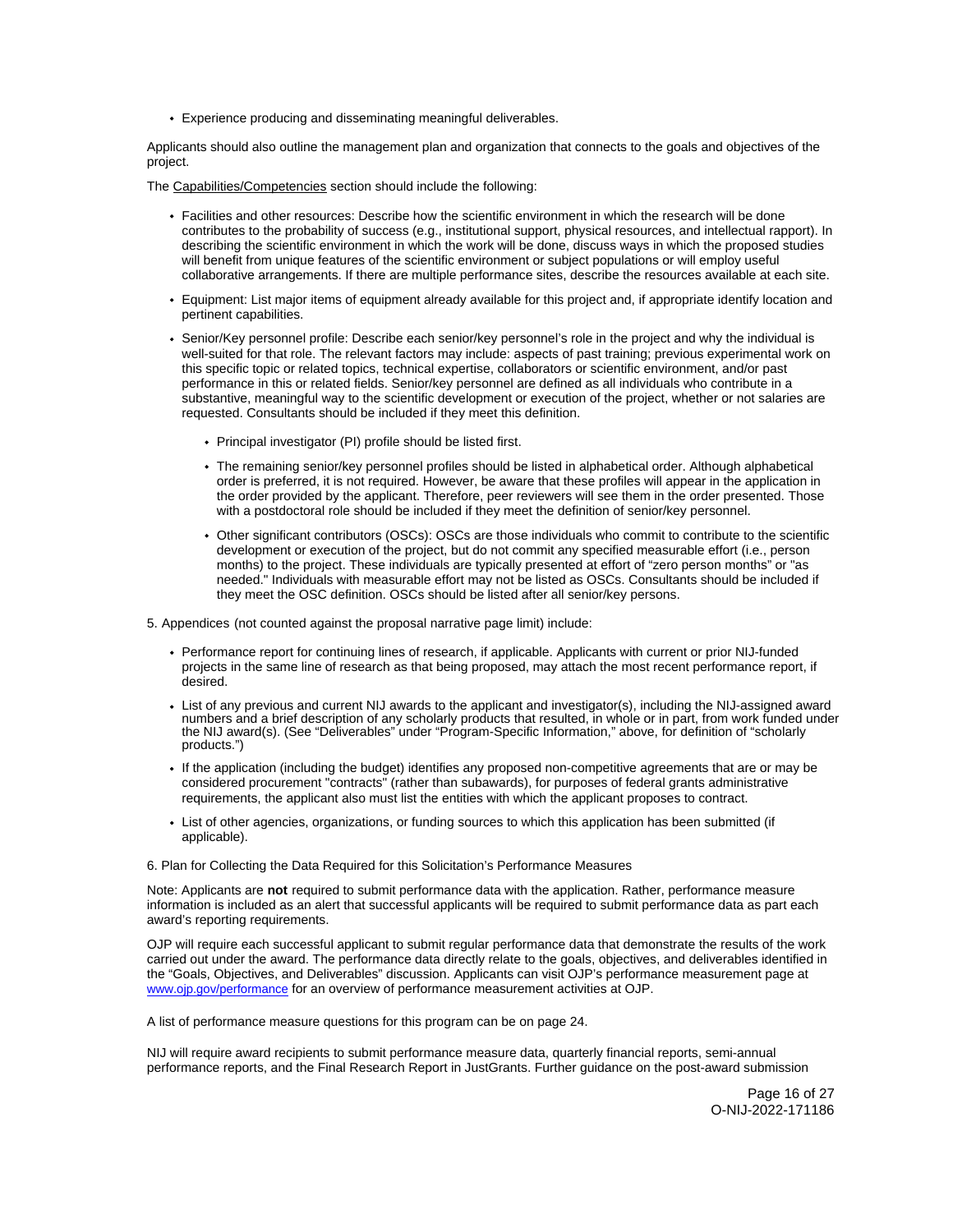- Experience producing and disseminating meaningful deliverables.

Applicants should also outline the management plan and organization that connects to the goals and objectives of the project.

The Capabilities/Competencies section should include the following:

- Facilities and other resources: Describe how the scientific environment in which the research will be done contributes to the probability of success (e.g., institutional support, physical resources, and intellectual rapport). In describing the scientific environment in which the work will be done, discuss ways in which the proposed studies will benefit from unique features of the scientific environment or subject populations or will employ useful collaborative arrangements. If there are multiple performance sites, describe the resources available at each site.
- Equipment: List major items of equipment already available for this project and, if appropriate identify location and pertinent capabilities.
- Senior/Key personnel profile: Describe each senior/key personnel's role in the project and why the individual is well-suited for that role. The relevant factors may include: aspects of past training; previous experimental work on this specific topic or related topics, technical expertise, collaborators or scientific environment, and/or past performance in this or related fields. Senior/key personnel are defined as all individuals who contribute in a substantive, meaningful way to the scientific development or execution of the project, whether or not salaries are requested. Consultants should be included if they meet this definition.
  - Principal investigator (PI) profile should be listed first.
  - The remaining senior/key personnel profiles should be listed in alphabetical order. Although alphabetical order is preferred, it is not required. However, be aware that these profiles will appear in the application in the order provided by the applicant. Therefore, peer reviewers will see them in the order presented. Those with a postdoctoral role should be included if they meet the definition of senior/key personnel.
  - Other significant contributors (OSCs): OSCs are those individuals who commit to contribute to the scientific development or execution of the project, but do not commit any specified measurable effort (i.e., person months) to the project. These individuals are typically presented at effort of "zero person months" or "as needed." Individuals with measurable effort may not be listed as OSCs. Consultants should be included if they meet the OSC definition. OSCs should be listed after all senior/key persons.

5. Appendices (not counted against the proposal narrative page limit) include:

- Performance report for continuing lines of research, if applicable. Applicants with current or prior NIJ-funded projects in the same line of research as that being proposed, may attach the most recent performance report, if desired.
- List of any previous and current NIJ awards to the applicant and investigator(s), including the NIJ-assigned award numbers and a brief description of any scholarly products that resulted, in whole or in part, from work funded under the NIJ award(s). (See "Deliverables" under "Program-Specific Information," above, for definition of "scholarly products.")
- If the application (including the budget) identifies any proposed non-competitive agreements that are or may be considered procurement "contracts" (rather than subawards), for purposes of federal grants administrative requirements, the applicant also must list the entities with which the applicant proposes to contract.
- List of other agencies, organizations, or funding sources to which this application has been submitted (if applicable).

6. Plan for Collecting the Data Required for this Solicitation's Performance Measures

Note: Applicants are **not** required to submit performance data with the application. Rather, performance measure information is included as an alert that successful applicants will be required to submit performance data as part each award's reporting requirements.

OJP will require each successful applicant to submit regular performance data that demonstrate the results of the work carried out under the award. The performance data directly relate to the goals, objectives, and deliverables identified in the "Goals, Objectives, and Deliverables" discussion. Applicants can visit OJP's performance measurement page at www.ojp.gov/performance for an overview of performance measurement activities at OJP.

A list of performance measure questions for this program can be on page 24.

NIJ will require award recipients to submit performance measure data, quarterly financial reports, semi-annual performance reports, and the Final Research Report in JustGrants. Further guidance on the post-award submission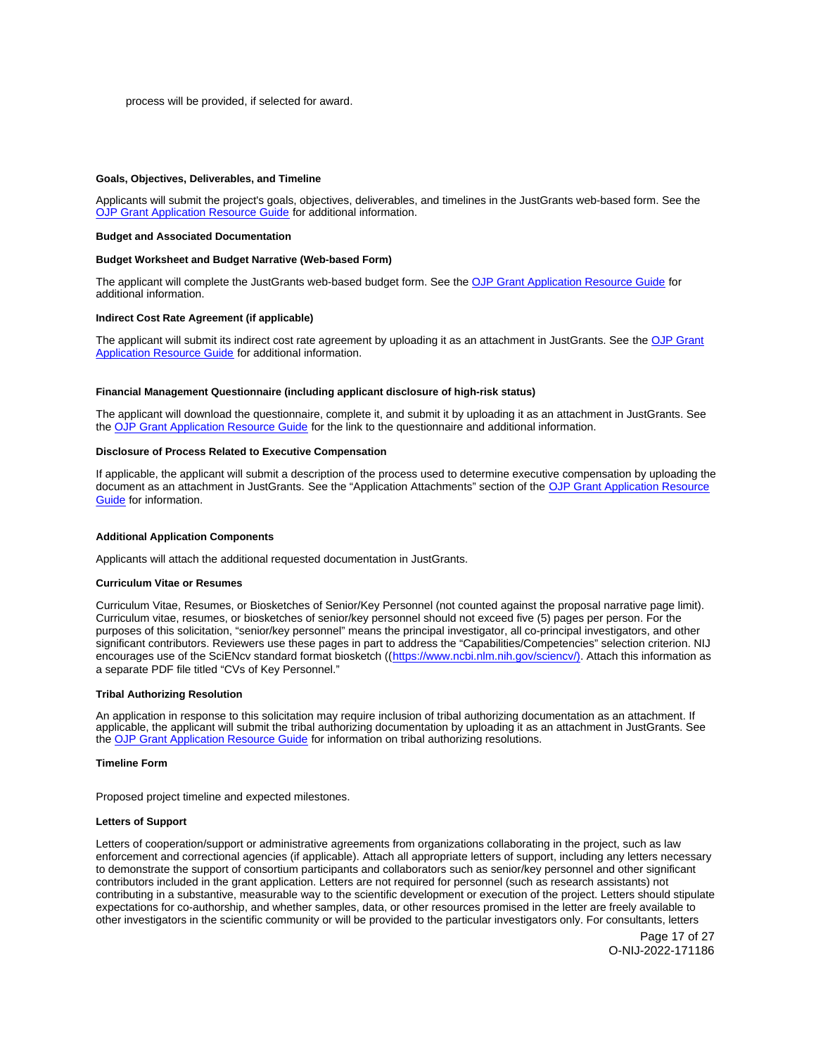process will be provided, if selected for award.

**Goals, Objectives, Deliverables, and Timeline**

Applicants will submit the project's goals, objectives, deliverables, and timelines in the JustGrants web-based form. See the OJP Grant Application Resource Guide for additional information.

**Budget and Associated Documentation**

**Budget Worksheet and Budget Narrative (Web-based Form)**

The applicant will complete the JustGrants web-based budget form. See the OJP Grant Application Resource Guide for additional information.

**Indirect Cost Rate Agreement (if applicable)**

The applicant will submit its indirect cost rate agreement by uploading it as an attachment in JustGrants. See the OJP Grant Application Resource Guide for additional information.

**Financial Management Questionnaire (including applicant disclosure of high-risk status)**

The applicant will download the questionnaire, complete it, and submit it by uploading it as an attachment in JustGrants. See the OJP Grant Application Resource Guide for the link to the questionnaire and additional information.

**Disclosure of Process Related to Executive Compensation**

If applicable, the applicant will submit a description of the process used to determine executive compensation by uploading the document as an attachment in JustGrants. See the "Application Attachments" section of the OJP Grant Application Resource Guide for information.

**Additional Application Components**

Applicants will attach the additional requested documentation in JustGrants.

**Curriculum Vitae or Resumes**

Curriculum Vitae, Resumes, or Biosketches of Senior/Key Personnel (not counted against the proposal narrative page limit). Curriculum vitae, resumes, or biosketches of senior/key personnel should not exceed five (5) pages per person. For the purposes of this solicitation, "senior/key personnel" means the principal investigator, all co-principal investigators, and other significant contributors. Reviewers use these pages in part to address the "Capabilities/Competencies" selection criterion. NIJ encourages use of the SciENcv standard format biosketch ((https://www.ncbi.nlm.nih.gov/sciencv/). Attach this information as a separate PDF file titled "CVs of Key Personnel."

**Tribal Authorizing Resolution**

An application in response to this solicitation may require inclusion of tribal authorizing documentation as an attachment. If applicable, the applicant will submit the tribal authorizing documentation by uploading it as an attachment in JustGrants. See the OJP Grant Application Resource Guide for information on tribal authorizing resolutions.

**Timeline Form**

Proposed project timeline and expected milestones.

**Letters of Support**

Letters of cooperation/support or administrative agreements from organizations collaborating in the project, such as law enforcement and correctional agencies (if applicable). Attach all appropriate letters of support, including any letters necessary to demonstrate the support of consortium participants and collaborators such as senior/key personnel and other significant contributors included in the grant application. Letters are not required for personnel (such as research assistants) not contributing in a substantive, measurable way to the scientific development or execution of the project. Letters should stipulate expectations for co-authorship, and whether samples, data, or other resources promised in the letter are freely available to other investigators in the scientific community or will be provided to the particular investigators only. For consultants, letters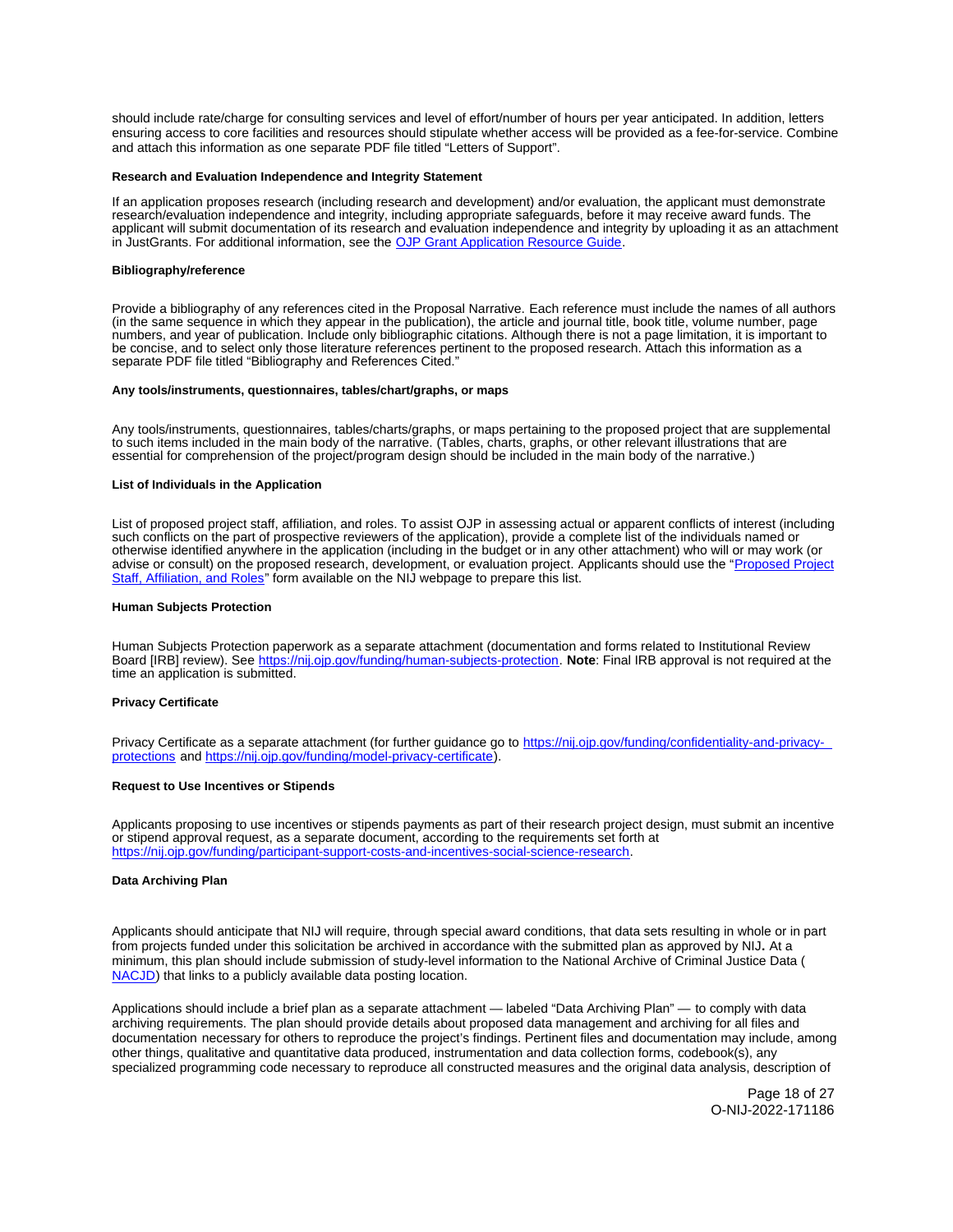should include rate/charge for consulting services and level of effort/number of hours per year anticipated. In addition, letters ensuring access to core facilities and resources should stipulate whether access will be provided as a fee-for-service. Combine and attach this information as one separate PDF file titled "Letters of Support".

**Research and Evaluation Independence and Integrity Statement**

If an application proposes research (including research and development) and/or evaluation, the applicant must demonstrate research/evaluation independence and integrity, including appropriate safeguards, before it may receive award funds. The applicant will submit documentation of its research and evaluation independence and integrity by uploading it as an attachment in JustGrants. For additional information, see the [OJP Grant Application Resource Guide](https://www.ojp.gov/funding/apply/ojp-grant-application-resource-guide).

**Bibliography/reference**

Provide a bibliography of any references cited in the Proposal Narrative. Each reference must include the names of all authors (in the same sequence in which they appear in the publication), the article and journal title, book title, volume number, page numbers, and year of publication. Include only bibliographic citations. Although there is not a page limitation, it is important to be concise, and to select only those literature references pertinent to the proposed research. Attach this information as a separate PDF file titled "Bibliography and References Cited."

**Any tools/instruments, questionnaires, tables/chart/graphs, or maps**

Any tools/instruments, questionnaires, tables/charts/graphs, or maps pertaining to the proposed project that are supplemental to such items included in the main body of the narrative. (Tables, charts, graphs, or other relevant illustrations that are essential for comprehension of the project/program design should be included in the main body of the narrative.)

**List of Individuals in the Application**

List of proposed project staff, affiliation, and roles. To assist OJP in assessing actual or apparent conflicts of interest (including such conflicts on the part of prospective reviewers of the application), provide a complete list of the individuals named or otherwise identified anywhere in the application (including in the budget or in any other attachment) who will or may work (or advise or consult) on the proposed research, development, or evaluation project. Applicants should use the "Proposed Project Staff, Affiliation, and Roles" form available on the NIJ webpage to prepare this list.

**Human Subjects Protection**

Human Subjects Protection paperwork as a separate attachment (documentation and forms related to Institutional Review Board [IRB] review). See https://nij.ojp.gov/funding/human-subjects-protection. **Note**: Final IRB approval is not required at the time an application is submitted.

**Privacy Certificate**

Privacy Certificate as a separate attachment (for further guidance go to https://nij.ojp.gov/funding/confidentiality-and-privacy-protections and https://nij.ojp.gov/funding/model-privacy-certificate).

**Request to Use Incentives or Stipends**

Applicants proposing to use incentives or stipends payments as part of their research project design, must submit an incentive or stipend approval request, as a separate document, according to the requirements set forth at https://nij.ojp.gov/funding/participant-support-costs-and-incentives-social-science-research.

**Data Archiving Plan**

Applicants should anticipate that NIJ will require, through special award conditions, that data sets resulting in whole or in part from projects funded under this solicitation be archived in accordance with the submitted plan as approved by NIJ**.** At a minimum, this plan should include submission of study-level information to the National Archive of Criminal Justice Data ( NACJD) that links to a publicly available data posting location.

Applications should include a brief plan as a separate attachment — labeled "Data Archiving Plan" — to comply with data archiving requirements. The plan should provide details about proposed data management and archiving for all files and documentation necessary for others to reproduce the project's findings. Pertinent files and documentation may include, among other things, qualitative and quantitative data produced, instrumentation and data collection forms, codebook(s), any specialized programming code necessary to reproduce all constructed measures and the original data analysis, description of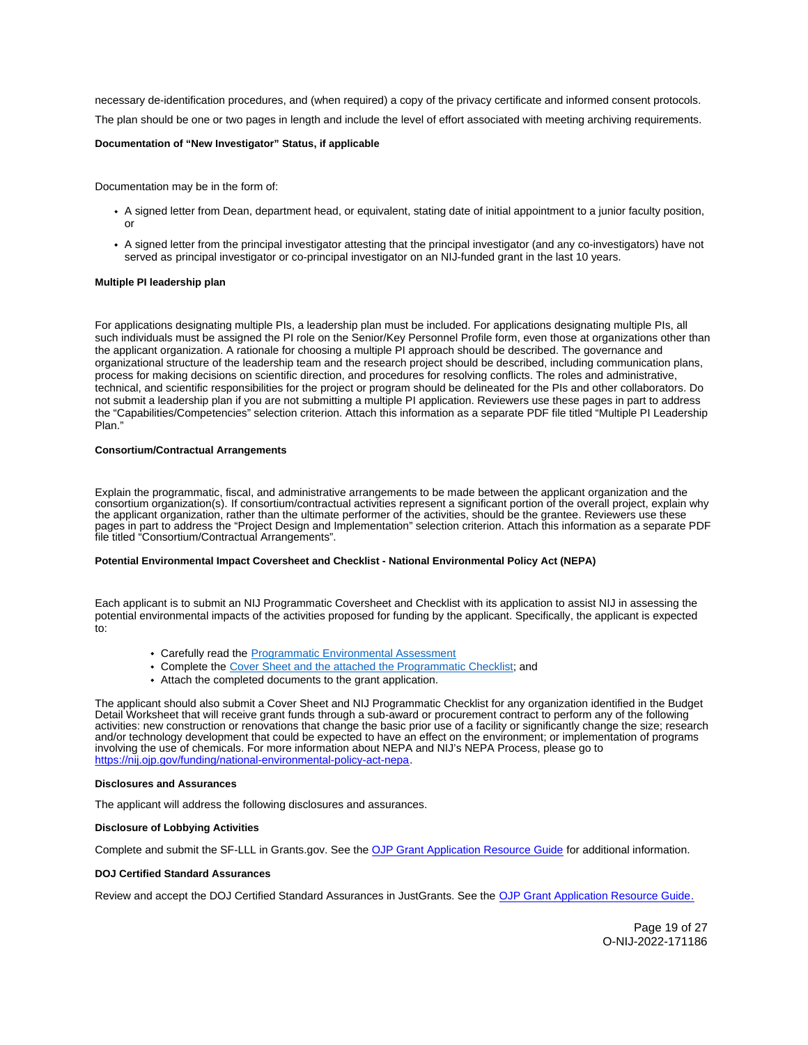necessary de-identification procedures, and (when required) a copy of the privacy certificate and informed consent protocols.

The plan should be one or two pages in length and include the level of effort associated with meeting archiving requirements.

**Documentation of "New Investigator" Status, if applicable**

Documentation may be in the form of:

- A signed letter from Dean, department head, or equivalent, stating date of initial appointment to a junior faculty position, or
- A signed letter from the principal investigator attesting that the principal investigator (and any co-investigators) have not served as principal investigator or co-principal investigator on an NIJ-funded grant in the last 10 years.

**Multiple PI leadership plan**

For applications designating multiple PIs, a leadership plan must be included. For applications designating multiple PIs, all such individuals must be assigned the PI role on the Senior/Key Personnel Profile form, even those at organizations other than the applicant organization. A rationale for choosing a multiple PI approach should be described. The governance and organizational structure of the leadership team and the research project should be described, including communication plans, process for making decisions on scientific direction, and procedures for resolving conflicts. The roles and administrative, technical, and scientific responsibilities for the project or program should be delineated for the PIs and other collaborators. Do not submit a leadership plan if you are not submitting a multiple PI application. Reviewers use these pages in part to address the "Capabilities/Competencies" selection criterion. Attach this information as a separate PDF file titled "Multiple PI Leadership Plan."

**Consortium/Contractual Arrangements**

Explain the programmatic, fiscal, and administrative arrangements to be made between the applicant organization and the consortium organization(s). If consortium/contractual activities represent a significant portion of the overall project, explain why the applicant organization, rather than the ultimate performer of the activities, should be the grantee. Reviewers use these pages in part to address the "Project Design and Implementation" selection criterion. Attach this information as a separate PDF file titled "Consortium/Contractual Arrangements".

**Potential Environmental Impact Coversheet and Checklist - National Environmental Policy Act (NEPA)**

Each applicant is to submit an NIJ Programmatic Coversheet and Checklist with its application to assist NIJ in assessing the potential environmental impacts of the activities proposed for funding by the applicant. Specifically, the applicant is expected to:

- Carefully read the Programmatic Environmental Assessment
- Complete the Cover Sheet and the attached the Programmatic Checklist; and
- Attach the completed documents to the grant application.

The applicant should also submit a Cover Sheet and NIJ Programmatic Checklist for any organization identified in the Budget Detail Worksheet that will receive grant funds through a sub-award or procurement contract to perform any of the following activities: new construction or renovations that change the basic prior use of a facility or significantly change the size; research and/or technology development that could be expected to have an effect on the environment; or implementation of programs involving the use of chemicals. For more information about NEPA and NIJ's NEPA Process, please go to https://nij.ojp.gov/funding/national-environmental-policy-act-nepa.

**Disclosures and Assurances**

The applicant will address the following disclosures and assurances.

**Disclosure of Lobbying Activities**

Complete and submit the SF-LLL in Grants.gov. See the OJP Grant Application Resource Guide for additional information.

**DOJ Certified Standard Assurances**

Review and accept the DOJ Certified Standard Assurances in JustGrants. See the OJP Grant Application Resource Guide.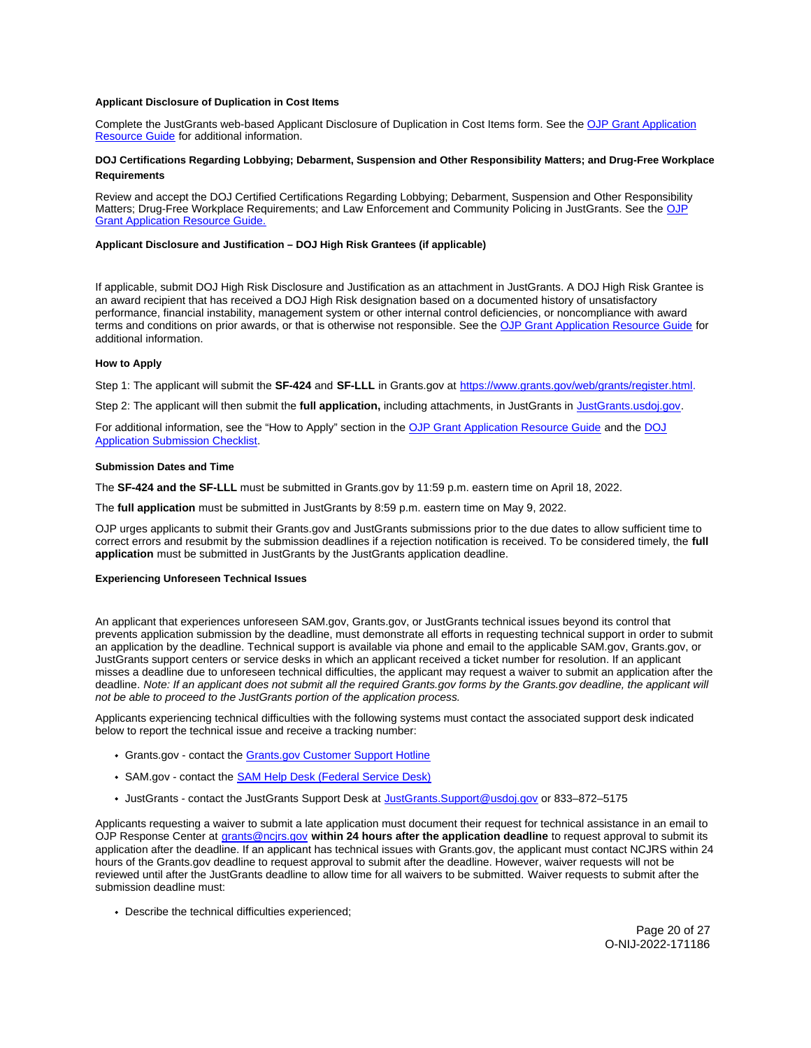**Applicant Disclosure of Duplication in Cost Items**

Complete the JustGrants web-based Applicant Disclosure of Duplication in Cost Items form. See the [OJP Grant Application Resource Guide](#) for additional information.

**DOJ Certifications Regarding Lobbying; Debarment, Suspension and Other Responsibility Matters; and Drug-Free Workplace Requirements**

Review and accept the DOJ Certified Certifications Regarding Lobbying; Debarment, Suspension and Other Responsibility Matters; Drug-Free Workplace Requirements; and Law Enforcement and Community Policing in JustGrants. See the [OJP Grant Application Resource Guide.](#)

**Applicant Disclosure and Justification – DOJ High Risk Grantees (if applicable)**

If applicable, submit DOJ High Risk Disclosure and Justification as an attachment in JustGrants. A DOJ High Risk Grantee is an award recipient that has received a DOJ High Risk designation based on a documented history of unsatisfactory performance, financial instability, management system or other internal control deficiencies, or noncompliance with award terms and conditions on prior awards, or that is otherwise not responsible. See the [OJP Grant Application Resource Guide](#) for additional information.

**How to Apply**

Step 1: The applicant will submit the **SF-424** and **SF-LLL** in Grants.gov at [https://www.grants.gov/web/grants/register.html](https://www.grants.gov/web/grants/register.html).

Step 2: The applicant will then submit the **full application,** including attachments, in JustGrants in [JustGrants.usdoj.gov](https://JustGrants.usdoj.gov).

For additional information, see the "How to Apply" section in the [OJP Grant Application Resource Guide](#) and the [DOJ Application Submission Checklist](#).

**Submission Dates and Time**

The **SF-424 and the SF-LLL** must be submitted in Grants.gov by 11:59 p.m. eastern time on April 18, 2022.

The **full application** must be submitted in JustGrants by 8:59 p.m. eastern time on May 9, 2022.

OJP urges applicants to submit their Grants.gov and JustGrants submissions prior to the due dates to allow sufficient time to correct errors and resubmit by the submission deadlines if a rejection notification is received. To be considered timely, the **full application** must be submitted in JustGrants by the JustGrants application deadline.

**Experiencing Unforeseen Technical Issues**

An applicant that experiences unforeseen SAM.gov, Grants.gov, or JustGrants technical issues beyond its control that prevents application submission by the deadline, must demonstrate all efforts in requesting technical support in order to submit an application by the deadline. Technical support is available via phone and email to the applicable SAM.gov, Grants.gov, or JustGrants support centers or service desks in which an applicant received a ticket number for resolution. If an applicant misses a deadline due to unforeseen technical difficulties, the applicant may request a waiver to submit an application after the deadline. *Note: If an applicant does not submit all the required Grants.gov forms by the Grants.gov deadline, the applicant will not be able to proceed to the JustGrants portion of the application process.*

Applicants experiencing technical difficulties with the following systems must contact the associated support desk indicated below to report the technical issue and receive a tracking number:

- Grants.gov - contact the [Grants.gov Customer Support Hotline](#)
- SAM.gov - contact the [SAM Help Desk (Federal Service Desk)](#)
- JustGrants - contact the JustGrants Support Desk at [JustGrants.Support@usdoj.gov](mailto:JustGrants.Support@usdoj.gov) or 833–872–5175

Applicants requesting a waiver to submit a late application must document their request for technical assistance in an email to OJP Response Center at [grants@ncjrs.gov](mailto:grants@ncjrs.gov) **within 24 hours after the application deadline** to request approval to submit its application after the deadline. If an applicant has technical issues with Grants.gov, the applicant must contact NCJRS within 24 hours of the Grants.gov deadline to request approval to submit after the deadline. However, waiver requests will not be reviewed until after the JustGrants deadline to allow time for all waivers to be submitted. Waiver requests to submit after the submission deadline must:

- Describe the technical difficulties experienced;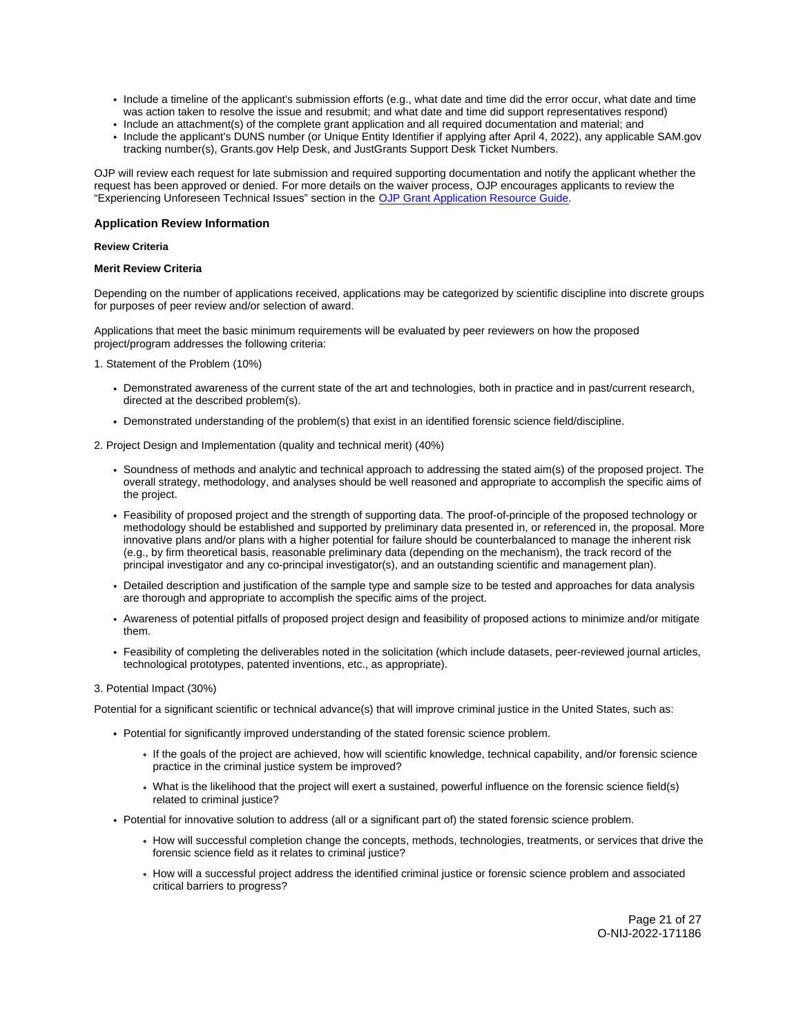- Include a timeline of the applicant's submission efforts (e.g., what date and time did the error occur, what date and time was action taken to resolve the issue and resubmit; and what date and time did support representatives respond)
- Include an attachment(s) of the complete grant application and all required documentation and material; and
- Include the applicant's DUNS number (or Unique Entity Identifier if applying after April 4, 2022), any applicable SAM.gov tracking number(s), Grants.gov Help Desk, and JustGrants Support Desk Ticket Numbers.

OJP will review each request for late submission and required supporting documentation and notify the applicant whether the request has been approved or denied. For more details on the waiver process, OJP encourages applicants to review the "Experiencing Unforeseen Technical Issues" section in the OJP Grant Application Resource Guide.

### Application Review Information

#### Review Criteria

#### Merit Review Criteria

Depending on the number of applications received, applications may be categorized by scientific discipline into discrete groups for purposes of peer review and/or selection of award.

Applications that meet the basic minimum requirements will be evaluated by peer reviewers on how the proposed project/program addresses the following criteria:

1. Statement of the Problem (10%)

   - Demonstrated awareness of the current state of the art and technologies, both in practice and in past/current research, directed at the described problem(s).
   - Demonstrated understanding of the problem(s) that exist in an identified forensic science field/discipline.

2. Project Design and Implementation (quality and technical merit) (40%)

   - Soundness of methods and analytic and technical approach to addressing the stated aim(s) of the proposed project. The overall strategy, methodology, and analyses should be well reasoned and appropriate to accomplish the specific aims of the project.
   - Feasibility of proposed project and the strength of supporting data. The proof-of-principle of the proposed technology or methodology should be established and supported by preliminary data presented in, or referenced in, the proposal. More innovative plans and/or plans with a higher potential for failure should be counterbalanced to manage the inherent risk (e.g., by firm theoretical basis, reasonable preliminary data (depending on the mechanism), the track record of the principal investigator and any co-principal investigator(s), and an outstanding scientific and management plan).
   - Detailed description and justification of the sample type and sample size to be tested and approaches for data analysis are thorough and appropriate to accomplish the specific aims of the project.
   - Awareness of potential pitfalls of proposed project design and feasibility of proposed actions to minimize and/or mitigate them.
   - Feasibility of completing the deliverables noted in the solicitation (which include datasets, peer-reviewed journal articles, technological prototypes, patented inventions, etc., as appropriate).

3. Potential Impact (30%)

Potential for a significant scientific or technical advance(s) that will improve criminal justice in the United States, such as:

- Potential for significantly improved understanding of the stated forensic science problem.
  - If the goals of the project are achieved, how will scientific knowledge, technical capability, and/or forensic science practice in the criminal justice system be improved?
  - What is the likelihood that the project will exert a sustained, powerful influence on the forensic science field(s) related to criminal justice?
- Potential for innovative solution to address (all or a significant part of) the stated forensic science problem.
  - How will successful completion change the concepts, methods, technologies, treatments, or services that drive the forensic science field as it relates to criminal justice?
  - How will a successful project address the identified criminal justice or forensic science problem and associated critical barriers to progress?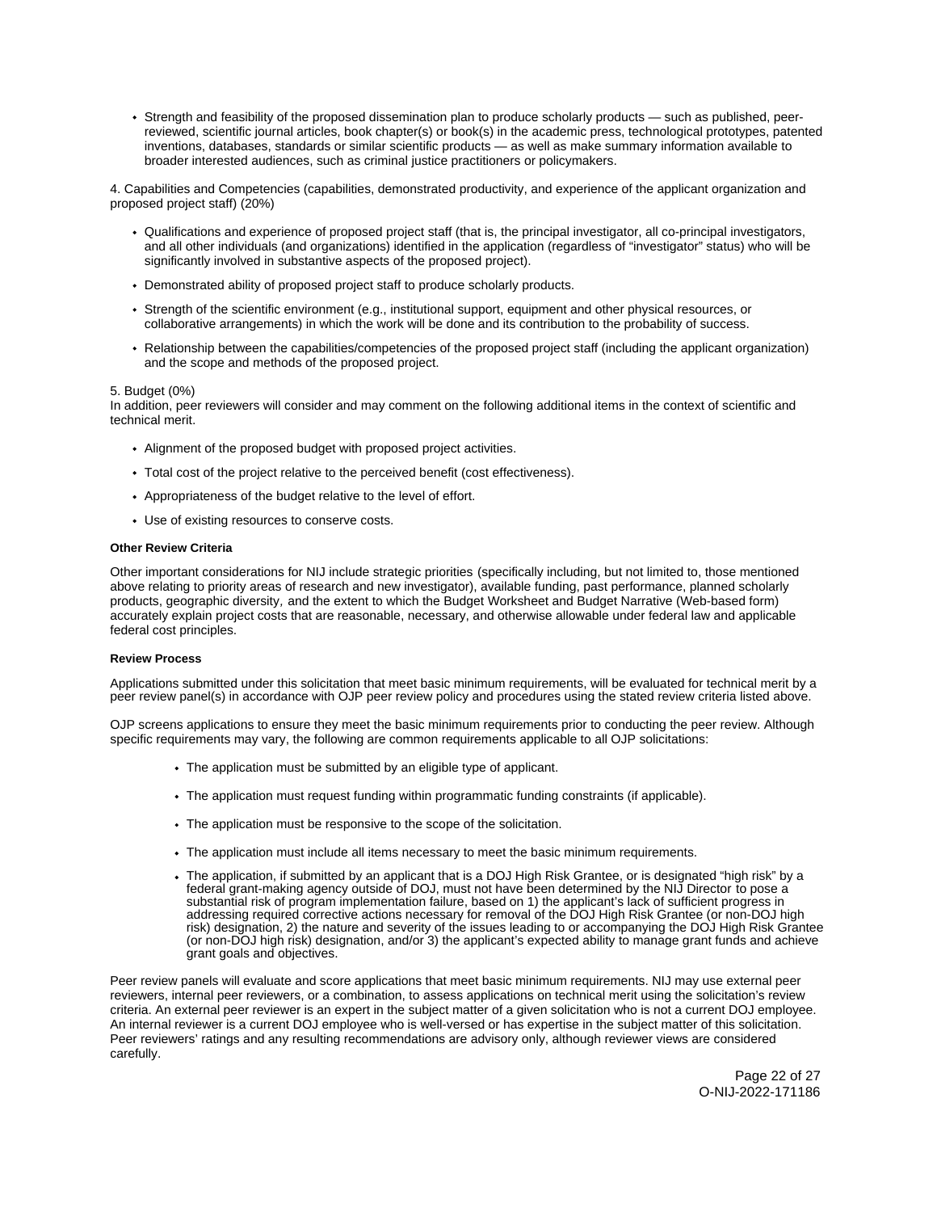- Strength and feasibility of the proposed dissemination plan to produce scholarly products — such as published, peer-reviewed, scientific journal articles, book chapter(s) or book(s) in the academic press, technological prototypes, patented inventions, databases, standards or similar scientific products — as well as make summary information available to broader interested audiences, such as criminal justice practitioners or policymakers.

4. Capabilities and Competencies (capabilities, demonstrated productivity, and experience of the applicant organization and proposed project staff) (20%)

- Qualifications and experience of proposed project staff (that is, the principal investigator, all co-principal investigators, and all other individuals (and organizations) identified in the application (regardless of "investigator" status) who will be significantly involved in substantive aspects of the proposed project).
- Demonstrated ability of proposed project staff to produce scholarly products.
- Strength of the scientific environment (e.g., institutional support, equipment and other physical resources, or collaborative arrangements) in which the work will be done and its contribution to the probability of success.
- Relationship between the capabilities/competencies of the proposed project staff (including the applicant organization) and the scope and methods of the proposed project.

5. Budget (0%)
In addition, peer reviewers will consider and may comment on the following additional items in the context of scientific and technical merit.

- Alignment of the proposed budget with proposed project activities.
- Total cost of the project relative to the perceived benefit (cost effectiveness).
- Appropriateness of the budget relative to the level of effort.
- Use of existing resources to conserve costs.

**Other Review Criteria**

Other important considerations for NIJ include strategic priorities (specifically including, but not limited to, those mentioned above relating to priority areas of research and new investigator), available funding, past performance, planned scholarly products, geographic diversity, and the extent to which the Budget Worksheet and Budget Narrative (Web-based form) accurately explain project costs that are reasonable, necessary, and otherwise allowable under federal law and applicable federal cost principles.

**Review Process**

Applications submitted under this solicitation that meet basic minimum requirements, will be evaluated for technical merit by a peer review panel(s) in accordance with OJP peer review policy and procedures using the stated review criteria listed above.

OJP screens applications to ensure they meet the basic minimum requirements prior to conducting the peer review. Although specific requirements may vary, the following are common requirements applicable to all OJP solicitations:

- The application must be submitted by an eligible type of applicant.
- The application must request funding within programmatic funding constraints (if applicable).
- The application must be responsive to the scope of the solicitation.
- The application must include all items necessary to meet the basic minimum requirements.
- The application, if submitted by an applicant that is a DOJ High Risk Grantee, or is designated "high risk" by a federal grant-making agency outside of DOJ, must not have been determined by the NIJ Director to pose a substantial risk of program implementation failure, based on 1) the applicant's lack of sufficient progress in addressing required corrective actions necessary for removal of the DOJ High Risk Grantee (or non-DOJ high risk) designation, 2) the nature and severity of the issues leading to or accompanying the DOJ High Risk Grantee (or non-DOJ high risk) designation, and/or 3) the applicant's expected ability to manage grant funds and achieve grant goals and objectives.

Peer review panels will evaluate and score applications that meet basic minimum requirements. NIJ may use external peer reviewers, internal peer reviewers, or a combination, to assess applications on technical merit using the solicitation's review criteria. An external peer reviewer is an expert in the subject matter of a given solicitation who is not a current DOJ employee. An internal reviewer is a current DOJ employee who is well-versed or has expertise in the subject matter of this solicitation. Peer reviewers' ratings and any resulting recommendations are advisory only, although reviewer views are considered carefully.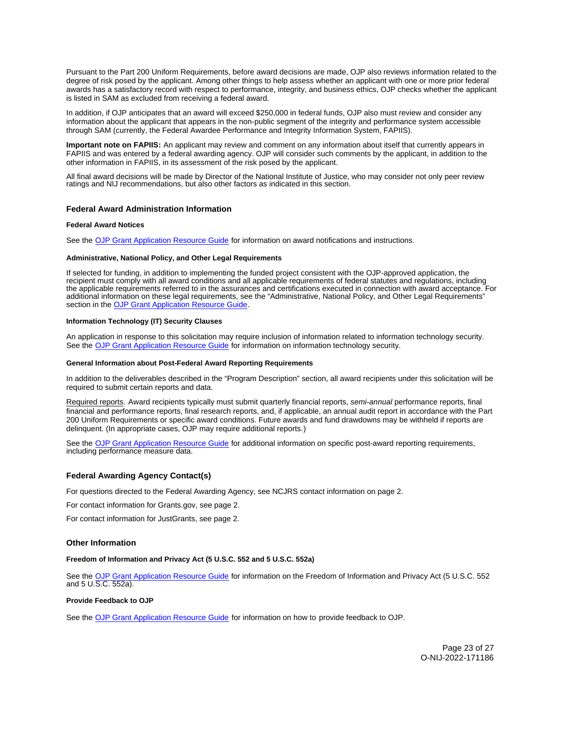Pursuant to the Part 200 Uniform Requirements, before award decisions are made, OJP also reviews information related to the degree of risk posed by the applicant. Among other things to help assess whether an applicant with one or more prior federal awards has a satisfactory record with respect to performance, integrity, and business ethics, OJP checks whether the applicant is listed in SAM as excluded from receiving a federal award.

In addition, if OJP anticipates that an award will exceed $250,000 in federal funds, OJP also must review and consider any information about the applicant that appears in the non-public segment of the integrity and performance system accessible through SAM (currently, the Federal Awardee Performance and Integrity Information System, FAPIIS).

**Important note on FAPIIS:** An applicant may review and comment on any information about itself that currently appears in FAPIIS and was entered by a federal awarding agency. OJP will consider such comments by the applicant, in addition to the other information in FAPIIS, in its assessment of the risk posed by the applicant.

All final award decisions will be made by Director of the National Institute of Justice, who may consider not only peer review ratings and NIJ recommendations, but also other factors as indicated in this section.

## Federal Award Administration Information

#### Federal Award Notices

See the OJP Grant Application Resource Guide for information on award notifications and instructions.

#### Administrative, National Policy, and Other Legal Requirements

If selected for funding, in addition to implementing the funded project consistent with the OJP-approved application, the recipient must comply with all award conditions and all applicable requirements of federal statutes and regulations, including the applicable requirements referred to in the assurances and certifications executed in connection with award acceptance. For additional information on these legal requirements, see the "Administrative, National Policy, and Other Legal Requirements" section in the OJP Grant Application Resource Guide.

#### Information Technology (IT) Security Clauses

An application in response to this solicitation may require inclusion of information related to information technology security. See the OJP Grant Application Resource Guide for information on information technology security.

#### General Information about Post-Federal Award Reporting Requirements

In addition to the deliverables described in the "Program Description" section, all award recipients under this solicitation will be required to submit certain reports and data.

Required reports. Award recipients typically must submit quarterly financial reports, *semi-annual* performance reports, final financial and performance reports, final research reports, and, if applicable, an annual audit report in accordance with the Part 200 Uniform Requirements or specific award conditions. Future awards and fund drawdowns may be withheld if reports are delinquent. (In appropriate cases, OJP may require additional reports.)

See the OJP Grant Application Resource Guide for additional information on specific post-award reporting requirements, including performance measure data.

## Federal Awarding Agency Contact(s)

For questions directed to the Federal Awarding Agency, see NCJRS contact information on page 2.

For contact information for Grants.gov, see page 2.

For contact information for JustGrants, see page 2.

## Other Information

#### Freedom of Information and Privacy Act (5 U.S.C. 552 and 5 U.S.C. 552a)

See the OJP Grant Application Resource Guide for information on the Freedom of Information and Privacy Act (5 U.S.C. 552 and 5 U.S.C. 552a).

#### Provide Feedback to OJP

See the OJP Grant Application Resource Guide for information on how to provide feedback to OJP.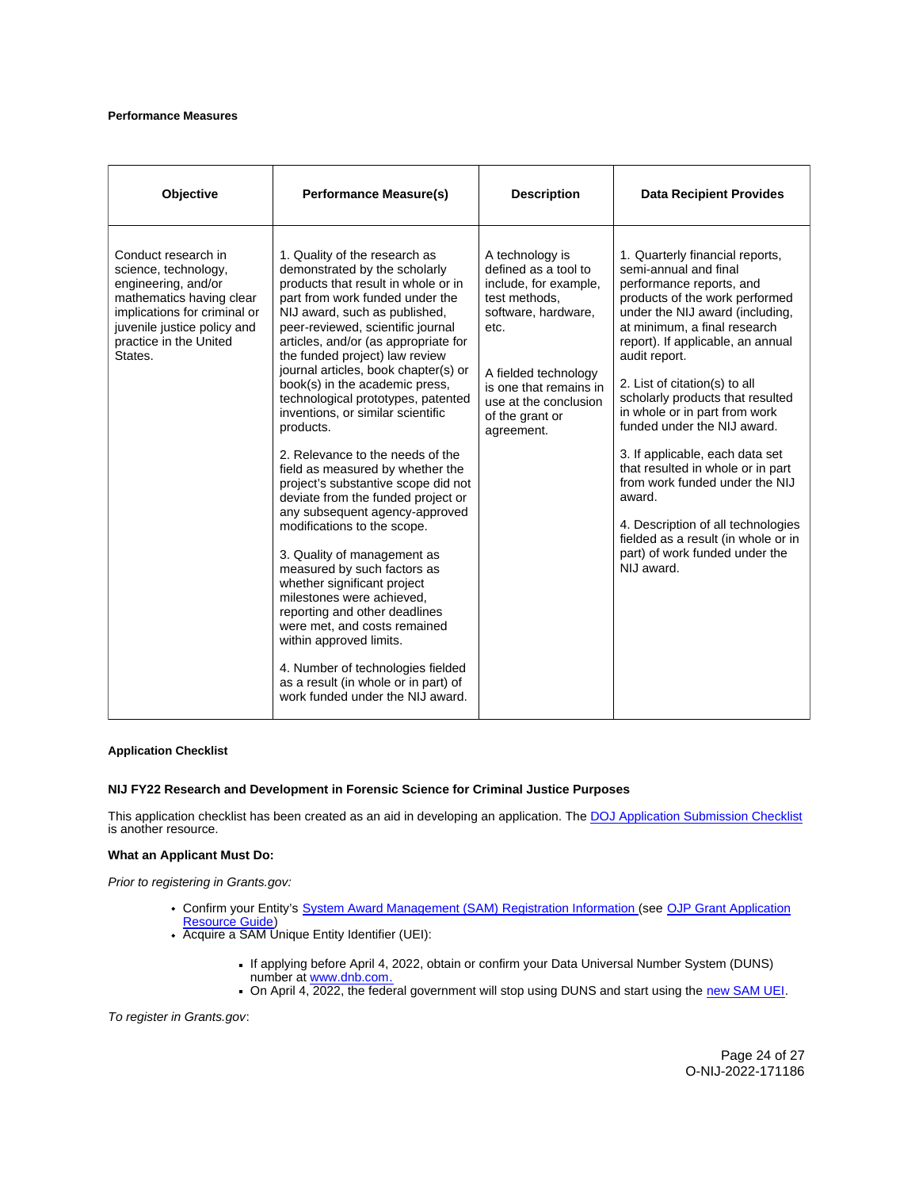**Performance Measures**

| Objective | Performance Measure(s) | Description | Data Recipient Provides |
|---|---|---|---|
| Conduct research in science, technology, engineering, and/or mathematics having clear implications for criminal or juvenile justice policy and practice in the United States. | 1. Quality of the research as demonstrated by the scholarly products that result in whole or in part from work funded under the NIJ award, such as published, peer-reviewed, scientific journal articles, and/or (as appropriate for the funded project) law review journal articles, book chapter(s) or book(s) in the academic press, technological prototypes, patented inventions, or similar scientific products.<br><br>2. Relevance to the needs of the field as measured by whether the project's substantive scope did not deviate from the funded project or any subsequent agency-approved modifications to the scope.<br><br>3. Quality of management as measured by such factors as whether significant project milestones were achieved, reporting and other deadlines were met, and costs remained within approved limits.<br><br>4. Number of technologies fielded as a result (in whole or in part) of work funded under the NIJ award. | A technology is defined as a tool to include, for example, test methods, software, hardware, etc.<br><br>A fielded technology is one that remains in use at the conclusion of the grant or agreement. | 1. Quarterly financial reports, semi-annual and final performance reports, and products of the work performed under the NIJ award (including, at minimum, a final research report). If applicable, an annual audit report.<br><br>2. List of citation(s) to all scholarly products that resulted in whole or in part from work funded under the NIJ award.<br><br>3. If applicable, each data set that resulted in whole or in part from work funded under the NIJ award.<br><br>4. Description of all technologies fielded as a result (in whole or in part) of work funded under the NIJ award. |

**Application Checklist**

**NIJ FY22 Research and Development in Forensic Science for Criminal Justice Purposes**

This application checklist has been created as an aid in developing an application. The DOJ Application Submission Checklist is another resource.

**What an Applicant Must Do:**

*Prior to registering in Grants.gov:*

- Confirm your Entity's System Award Management (SAM) Registration Information (see OJP Grant Application Resource Guide)
- Acquire a SAM Unique Entity Identifier (UEI):
  - If applying before April 4, 2022, obtain or confirm your Data Universal Number System (DUNS) number at www.dnb.com.
  - On April 4, 2022, the federal government will stop using DUNS and start using the new SAM UEI.

*To register in Grants.gov*: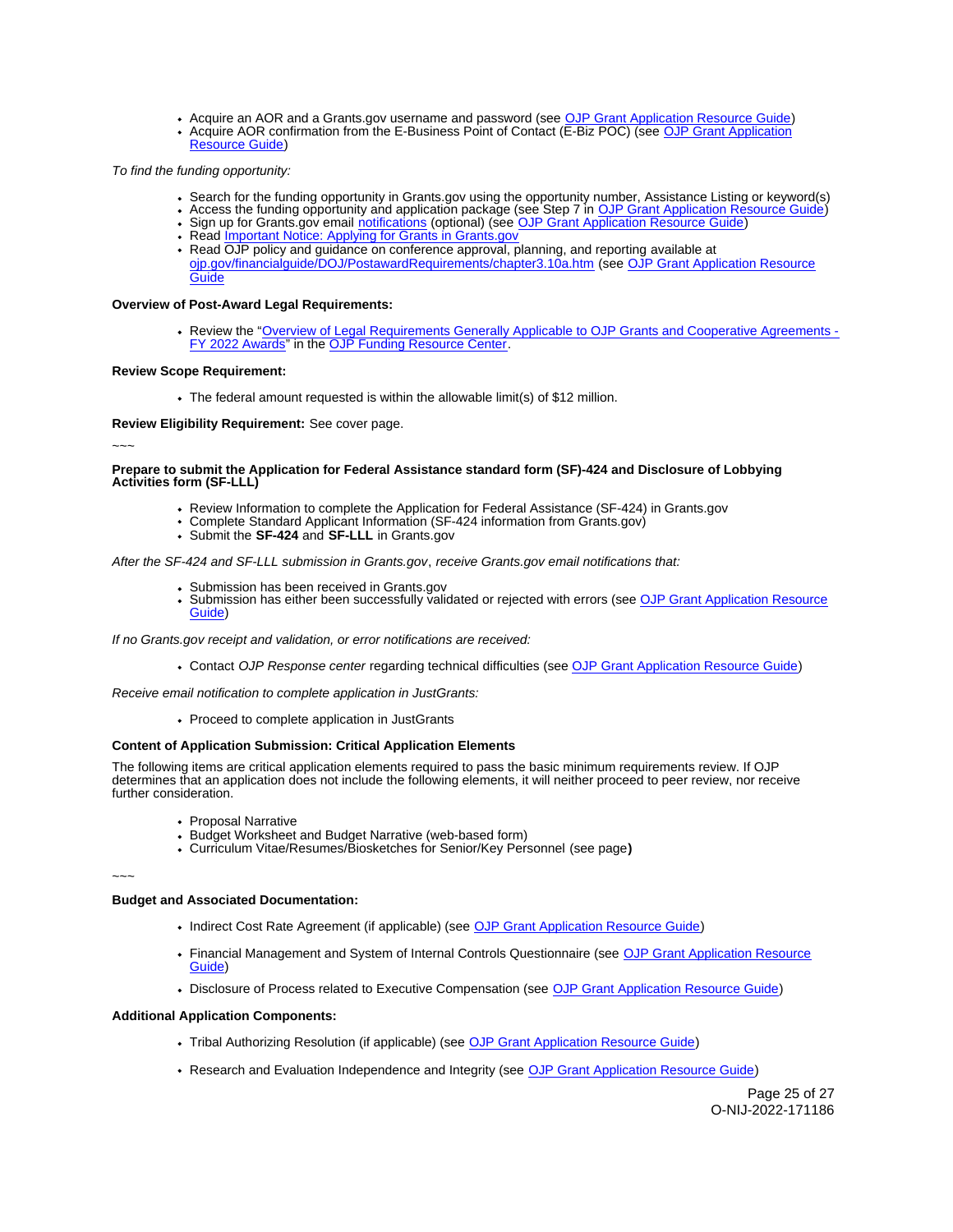- Acquire an AOR and a Grants.gov username and password (see OJP Grant Application Resource Guide)
- Acquire AOR confirmation from the E-Business Point of Contact (E-Biz POC) (see OJP Grant Application Resource Guide)

*To find the funding opportunity:*

- Search for the funding opportunity in Grants.gov using the opportunity number, Assistance Listing or keyword(s)
- Access the funding opportunity and application package (see Step 7 in OJP Grant Application Resource Guide)
- Sign up for Grants.gov email notifications (optional) (see OJP Grant Application Resource Guide)
- Read Important Notice: Applying for Grants in Grants.gov
- Read OJP policy and guidance on conference approval, planning, and reporting available at ojp.gov/financialguide/DOJ/PostawardRequirements/chapter3.10a.htm (see OJP Grant Application Resource Guide

**Overview of Post-Award Legal Requirements:**

- Review the "Overview of Legal Requirements Generally Applicable to OJP Grants and Cooperative Agreements - FY 2022 Awards" in the OJP Funding Resource Center.

**Review Scope Requirement:**

- The federal amount requested is within the allowable limit(s) of $12 million.

**Review Eligibility Requirement:** See cover page.

~~~

**Prepare to submit the Application for Federal Assistance standard form (SF)-424 and Disclosure of Lobbying Activities form (SF-LLL)**

- Review Information to complete the Application for Federal Assistance (SF-424) in Grants.gov
- Complete Standard Applicant Information (SF-424 information from Grants.gov)
- Submit the **SF-424** and **SF-LLL** in Grants.gov

*After the SF-424 and SF-LLL submission in Grants.gov*, *receive Grants.gov email notifications that:*

- Submission has been received in Grants.gov
- Submission has either been successfully validated or rejected with errors (see OJP Grant Application Resource Guide)

*If no Grants.gov receipt and validation, or error notifications are received:*

- Contact *OJP Response center* regarding technical difficulties (see OJP Grant Application Resource Guide)

*Receive email notification to complete application in JustGrants:*

- Proceed to complete application in JustGrants

**Content of Application Submission: Critical Application Elements**

The following items are critical application elements required to pass the basic minimum requirements review. If OJP determines that an application does not include the following elements, it will neither proceed to peer review, nor receive further consideration.

- Proposal Narrative
- Budget Worksheet and Budget Narrative (web-based form)
- Curriculum Vitae/Resumes/Biosketches for Senior/Key Personnel (see page**)**

~~~

**Budget and Associated Documentation:**

- Indirect Cost Rate Agreement (if applicable) (see OJP Grant Application Resource Guide)
- Financial Management and System of Internal Controls Questionnaire (see OJP Grant Application Resource Guide)
- Disclosure of Process related to Executive Compensation (see OJP Grant Application Resource Guide)

**Additional Application Components:**

- Tribal Authorizing Resolution (if applicable) (see OJP Grant Application Resource Guide)
- Research and Evaluation Independence and Integrity (see OJP Grant Application Resource Guide)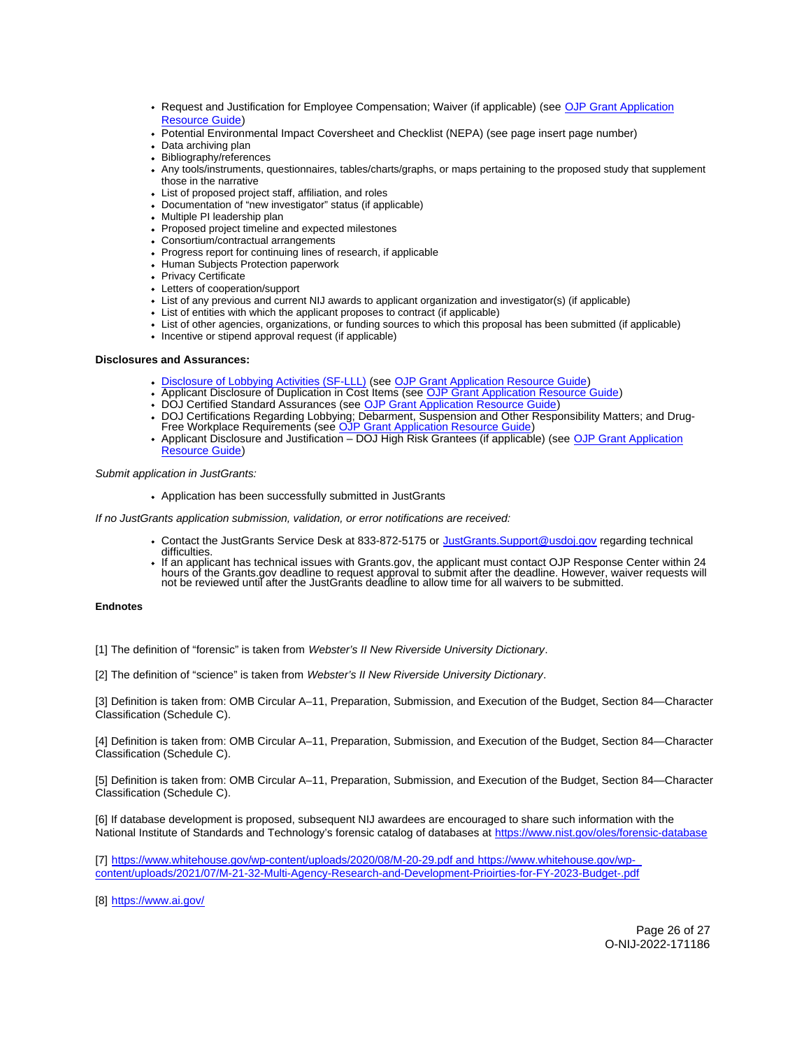- Request and Justification for Employee Compensation; Waiver (if applicable) (see OJP Grant Application Resource Guide)
- Potential Environmental Impact Coversheet and Checklist (NEPA) (see page insert page number)
- Data archiving plan
- Bibliography/references
- Any tools/instruments, questionnaires, tables/charts/graphs, or maps pertaining to the proposed study that supplement those in the narrative
- List of proposed project staff, affiliation, and roles
- Documentation of "new investigator" status (if applicable)
- Multiple PI leadership plan
- Proposed project timeline and expected milestones
- Consortium/contractual arrangements
- Progress report for continuing lines of research, if applicable
- Human Subjects Protection paperwork
- Privacy Certificate
- Letters of cooperation/support
- List of any previous and current NIJ awards to applicant organization and investigator(s) (if applicable)
- List of entities with which the applicant proposes to contract (if applicable)
- List of other agencies, organizations, or funding sources to which this proposal has been submitted (if applicable)
- Incentive or stipend approval request (if applicable)

**Disclosures and Assurances:**

- Disclosure of Lobbying Activities (SF-LLL) (see OJP Grant Application Resource Guide)
- Applicant Disclosure of Duplication in Cost Items (see OJP Grant Application Resource Guide)
- DOJ Certified Standard Assurances (see OJP Grant Application Resource Guide)
- DOJ Certifications Regarding Lobbying; Debarment, Suspension and Other Responsibility Matters; and Drug-Free Workplace Requirements (see OJP Grant Application Resource Guide)
- Applicant Disclosure and Justification – DOJ High Risk Grantees (if applicable) (see OJP Grant Application Resource Guide)

*Submit application in JustGrants:*

- Application has been successfully submitted in JustGrants

*If no JustGrants application submission, validation, or error notifications are received:*

- Contact the JustGrants Service Desk at 833-872-5175 or JustGrants.Support@usdoj.gov regarding technical difficulties.
- If an applicant has technical issues with Grants.gov, the applicant must contact OJP Response Center within 24 hours of the Grants.gov deadline to request approval to submit after the deadline. However, waiver requests will not be reviewed until after the JustGrants deadline to allow time for all waivers to be submitted.

**Endnotes**

[1] The definition of "forensic" is taken from *Webster's II New Riverside University Dictionary*.

[2] The definition of "science" is taken from *Webster's II New Riverside University Dictionary*.

[3] Definition is taken from: OMB Circular A–11, Preparation, Submission, and Execution of the Budget, Section 84—Character Classification (Schedule C).

[4] Definition is taken from: OMB Circular A–11, Preparation, Submission, and Execution of the Budget, Section 84—Character Classification (Schedule C).

[5] Definition is taken from: OMB Circular A–11, Preparation, Submission, and Execution of the Budget, Section 84—Character Classification (Schedule C).

[6] If database development is proposed, subsequent NIJ awardees are encouraged to share such information with the National Institute of Standards and Technology's forensic catalog of databases at https://www.nist.gov/oles/forensic-database

[7] https://www.whitehouse.gov/wp-content/uploads/2020/08/M-20-29.pdf and https://www.whitehouse.gov/wp-content/uploads/2021/07/M-21-32-Multi-Agency-Research-and-Development-Prioirties-for-FY-2023-Budget-.pdf

[8] https://www.ai.gov/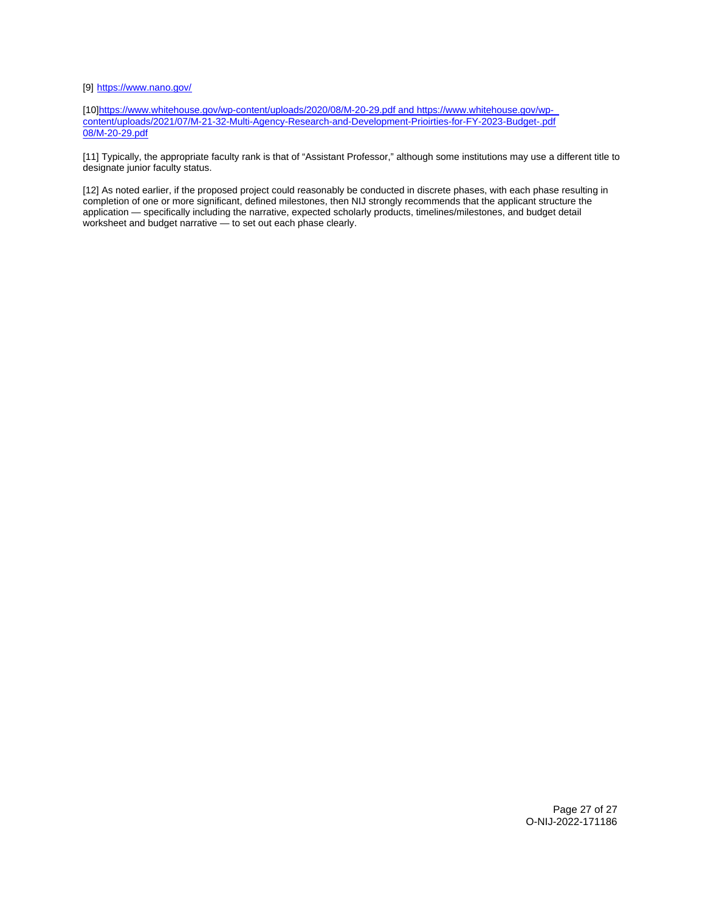[9] https://www.nano.gov/

[10]https://www.whitehouse.gov/wp-content/uploads/2020/08/M-20-29.pdf and https://www.whitehouse.gov/wp-content/uploads/2021/07/M-21-32-Multi-Agency-Research-and-Development-Prioirties-for-FY-2023-Budget-.pdf 08/M-20-29.pdf

[11] Typically, the appropriate faculty rank is that of "Assistant Professor," although some institutions may use a different title to designate junior faculty status.

[12] As noted earlier, if the proposed project could reasonably be conducted in discrete phases, with each phase resulting in completion of one or more significant, defined milestones, then NIJ strongly recommends that the applicant structure the application — specifically including the narrative, expected scholarly products, timelines/milestones, and budget detail worksheet and budget narrative — to set out each phase clearly.

O-NIJ-2022-171186